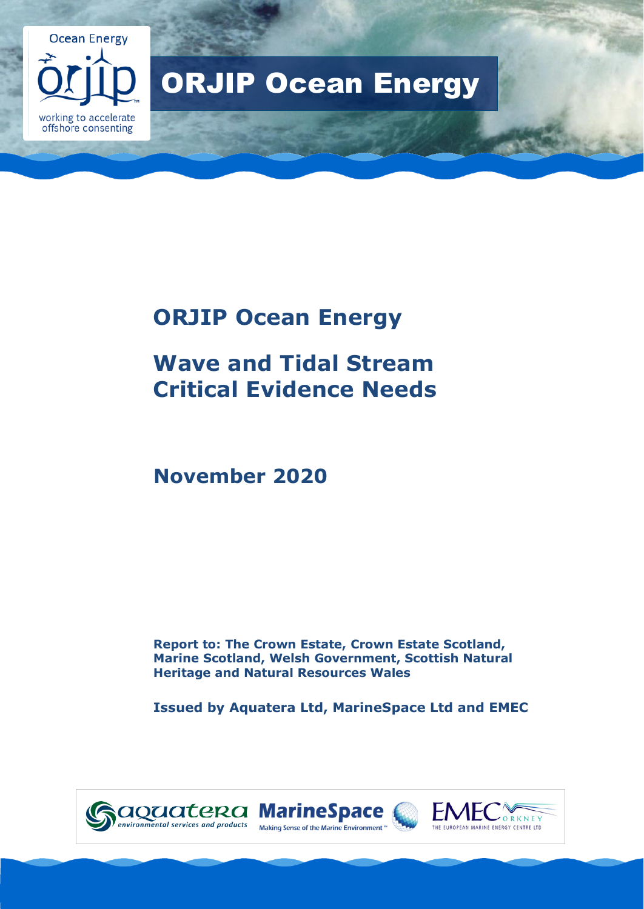Ocean Energy

working to accelerate offshore consenting

# ORJIP Ocean Energy

## ORJIP Ocean Energy

## Wave and Tidal Stream Critical Evidence Needs

**November 2020**

**Report to: The Crown Estate, Crown Estate Scotland, Marine Scotland, Welsh Government, Scottish Natural Heritage and Natural Resources Wales**

**Issued by Aquatera Ltd, MarineSpace Ltd and EMEC**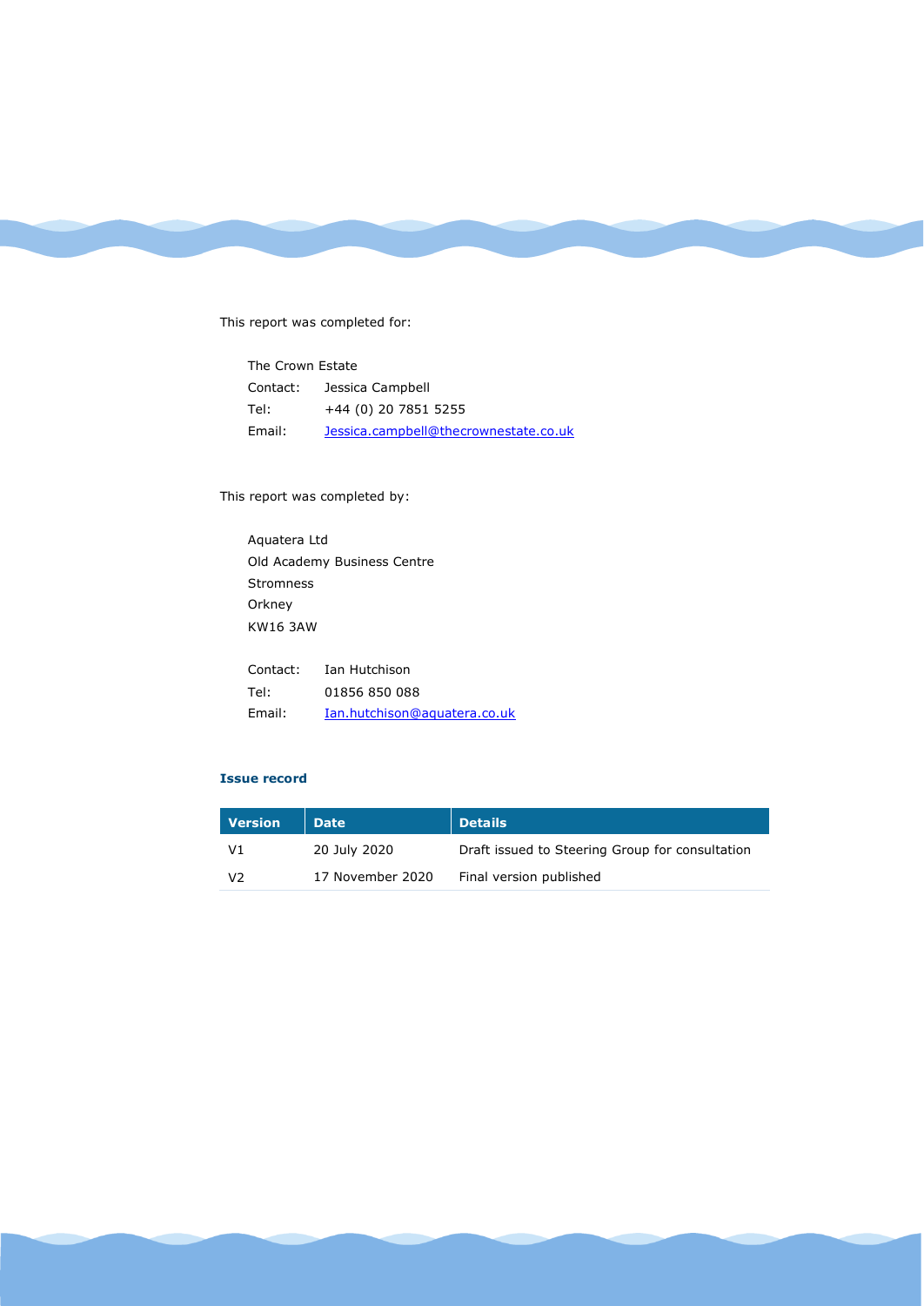This report was completed for:

The Crown Estate
Contact: Jessica Campbell
Tel: +44 (0) 20 7851 5255
Email: Jessica.campbell@thecrownestate.co.uk

This report was completed by:

Aquatera Ltd
Old Academy Business Centre
Stromness
Orkney
KW16 3AW

Contact: Ian Hutchison
Tel: 01856 850 088
Email: Ian.hutchison@aquatera.co.uk

**Issue record**

| Version | Date | Details |
|---|---|---|
| V1 | 20 July 2020 | Draft issued to Steering Group for consultation |
| V2 | 17 November 2020 | Final version published |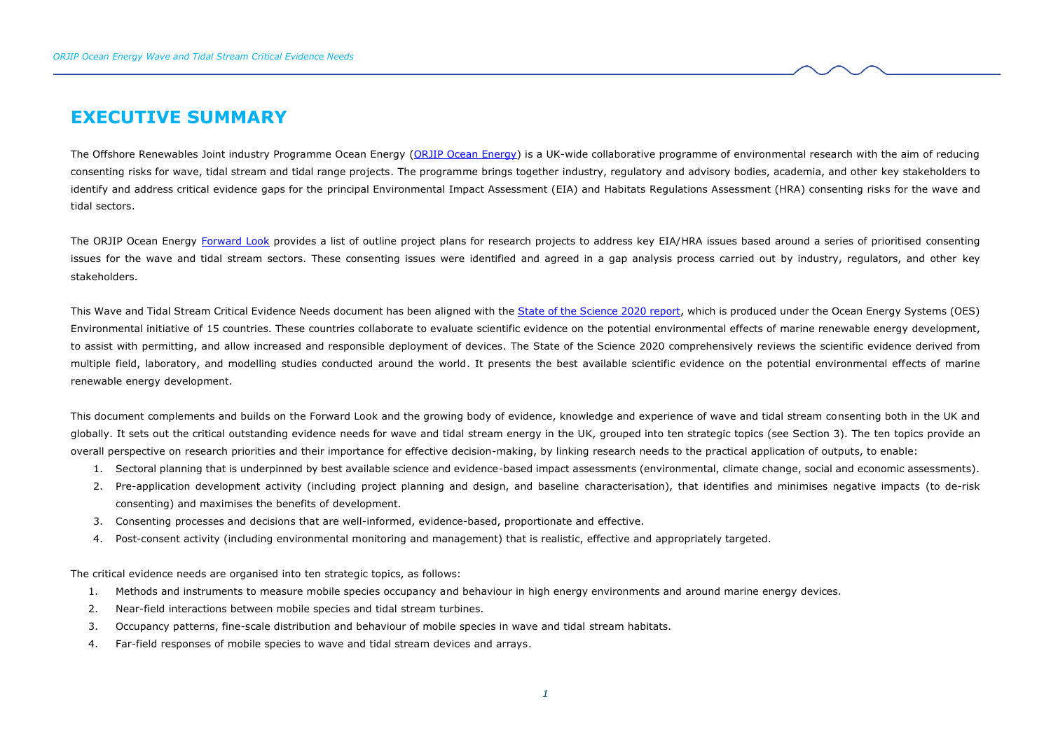# EXECUTIVE SUMMARY

The Offshore Renewables Joint industry Programme Ocean Energy (ORJIP Ocean Energy) is a UK-wide collaborative programme of environmental research with the aim of reducing consenting risks for wave, tidal stream and tidal range projects. The programme brings together industry, regulatory and advisory bodies, academia, and other key stakeholders to identify and address critical evidence gaps for the principal Environmental Impact Assessment (EIA) and Habitats Regulations Assessment (HRA) consenting risks for the wave and tidal sectors.

The ORJIP Ocean Energy Forward Look provides a list of outline project plans for research projects to address key EIA/HRA issues based around a series of prioritised consenting issues for the wave and tidal stream sectors. These consenting issues were identified and agreed in a gap analysis process carried out by industry, regulators, and other key stakeholders.

This Wave and Tidal Stream Critical Evidence Needs document has been aligned with the State of the Science 2020 report, which is produced under the Ocean Energy Systems (OES) Environmental initiative of 15 countries. These countries collaborate to evaluate scientific evidence on the potential environmental effects of marine renewable energy development, to assist with permitting, and allow increased and responsible deployment of devices. The State of the Science 2020 comprehensively reviews the scientific evidence derived from multiple field, laboratory, and modelling studies conducted around the world. It presents the best available scientific evidence on the potential environmental effects of marine renewable energy development.

This document complements and builds on the Forward Look and the growing body of evidence, knowledge and experience of wave and tidal stream consenting both in the UK and globally. It sets out the critical outstanding evidence needs for wave and tidal stream energy in the UK, grouped into ten strategic topics (see Section 3). The ten topics provide an overall perspective on research priorities and their importance for effective decision-making, by linking research needs to the practical application of outputs, to enable:

1. Sectoral planning that is underpinned by best available science and evidence-based impact assessments (environmental, climate change, social and economic assessments).
2. Pre-application development activity (including project planning and design, and baseline characterisation), that identifies and minimises negative impacts (to de-risk consenting) and maximises the benefits of development.
3. Consenting processes and decisions that are well-informed, evidence-based, proportionate and effective.
4. Post-consent activity (including environmental monitoring and management) that is realistic, effective and appropriately targeted.

The critical evidence needs are organised into ten strategic topics, as follows:

1. Methods and instruments to measure mobile species occupancy and behaviour in high energy environments and around marine energy devices.
2. Near-field interactions between mobile species and tidal stream turbines.
3. Occupancy patterns, fine-scale distribution and behaviour of mobile species in wave and tidal stream habitats.
4. Far-field responses of mobile species to wave and tidal stream devices and arrays.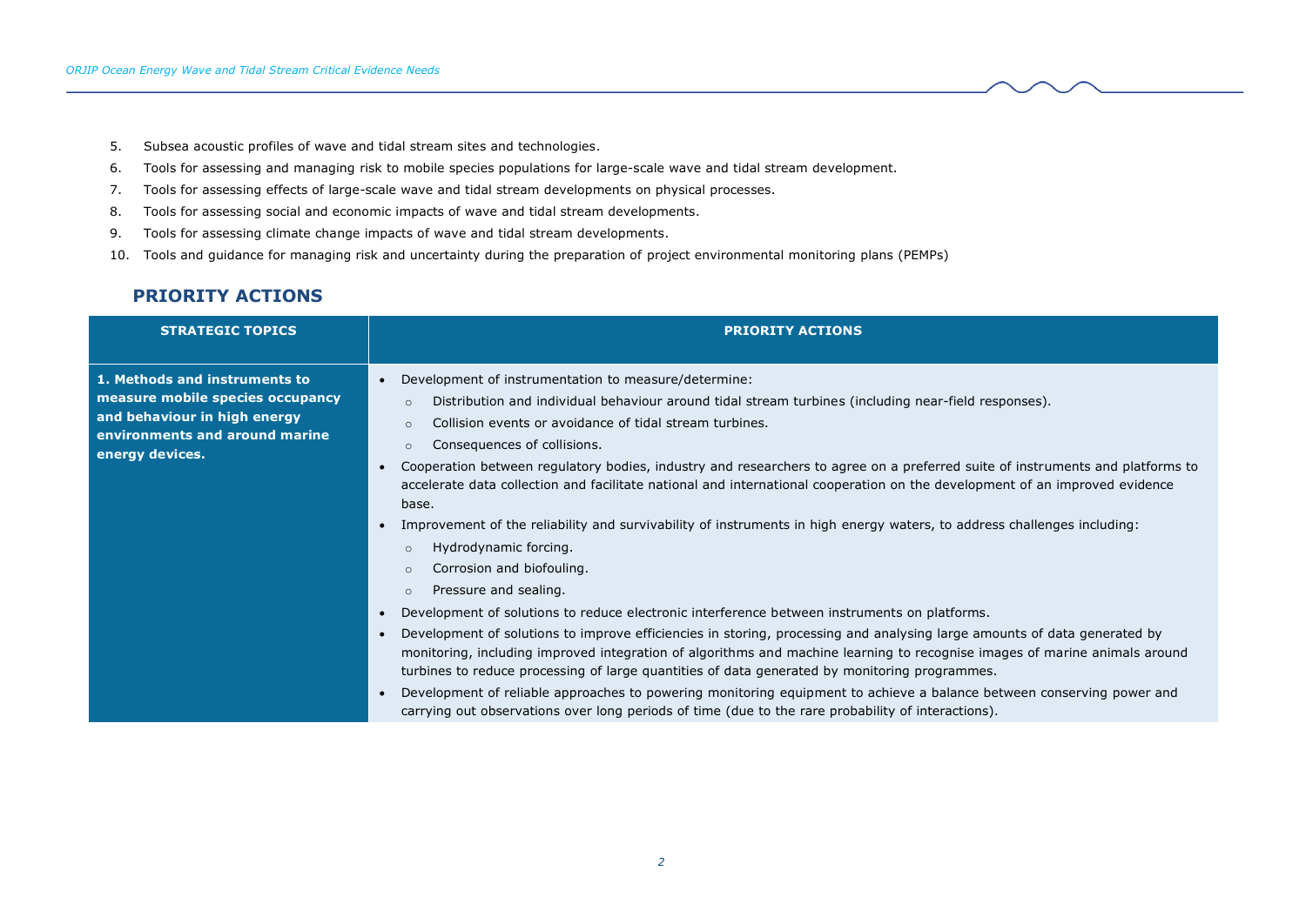5. Subsea acoustic profiles of wave and tidal stream sites and technologies.
6. Tools for assessing and managing risk to mobile species populations for large-scale wave and tidal stream development.
7. Tools for assessing effects of large-scale wave and tidal stream developments on physical processes.
8. Tools for assessing social and economic impacts of wave and tidal stream developments.
9. Tools for assessing climate change impacts of wave and tidal stream developments.
10. Tools and guidance for managing risk and uncertainty during the preparation of project environmental monitoring plans (PEMPs)

## PRIORITY ACTIONS

| STRATEGIC TOPICS | PRIORITY ACTIONS |
|---|---|
| **1. Methods and instruments to measure mobile species occupancy and behaviour in high energy environments and around marine energy devices.** | • Development of instrumentation to measure/determine:<br>  ○ Distribution and individual behaviour around tidal stream turbines (including near-field responses).<br>  ○ Collision events or avoidance of tidal stream turbines.<br>  ○ Consequences of collisions.<br>• Cooperation between regulatory bodies, industry and researchers to agree on a preferred suite of instruments and platforms to accelerate data collection and facilitate national and international cooperation on the development of an improved evidence base.<br>• Improvement of the reliability and survivability of instruments in high energy waters, to address challenges including:<br>  ○ Hydrodynamic forcing.<br>  ○ Corrosion and biofouling.<br>  ○ Pressure and sealing.<br>• Development of solutions to reduce electronic interference between instruments on platforms.<br>• Development of solutions to improve efficiencies in storing, processing and analysing large amounts of data generated by monitoring, including improved integration of algorithms and machine learning to recognise images of marine animals around turbines to reduce processing of large quantities of data generated by monitoring programmes.<br>• Development of reliable approaches to powering monitoring equipment to achieve a balance between conserving power and carrying out observations over long periods of time (due to the rare probability of interactions). |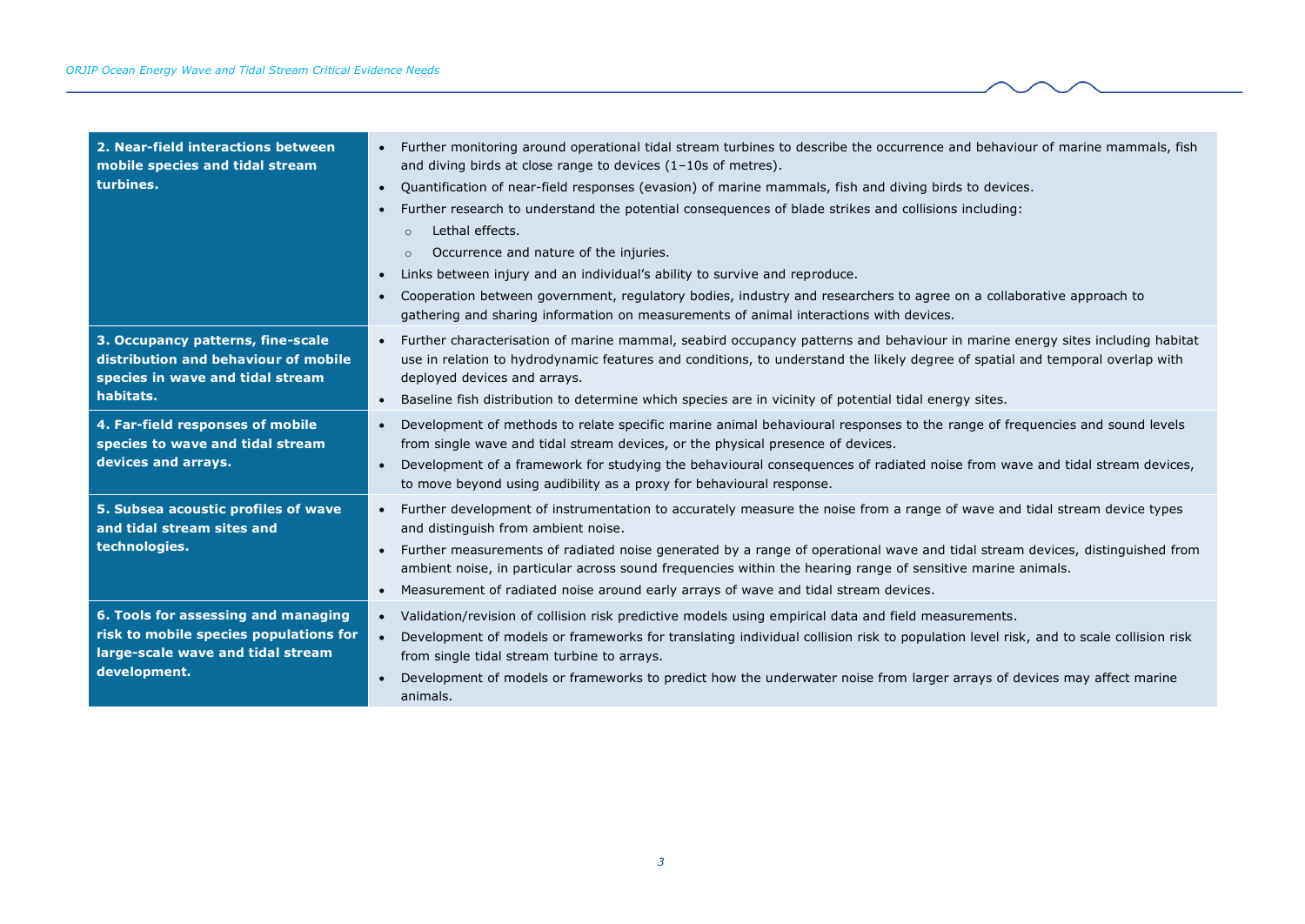| | |
|---|---|
| **2. Near-field interactions between mobile species and tidal stream turbines.** | • Further monitoring around operational tidal stream turbines to describe the occurrence and behaviour of marine mammals, fish and diving birds at close range to devices (1–10s of metres).<br>• Quantification of near-field responses (evasion) of marine mammals, fish and diving birds to devices.<br>• Further research to understand the potential consequences of blade strikes and collisions including:<br>&nbsp;&nbsp;&nbsp;&nbsp;○ Lethal effects.<br>&nbsp;&nbsp;&nbsp;&nbsp;○ Occurrence and nature of the injuries.<br>• Links between injury and an individual's ability to survive and reproduce.<br>• Cooperation between government, regulatory bodies, industry and researchers to agree on a collaborative approach to gathering and sharing information on measurements of animal interactions with devices. |
| **3. Occupancy patterns, fine-scale distribution and behaviour of mobile species in wave and tidal stream habitats.** | • Further characterisation of marine mammal, seabird occupancy patterns and behaviour in marine energy sites including habitat use in relation to hydrodynamic features and conditions, to understand the likely degree of spatial and temporal overlap with deployed devices and arrays.<br>• Baseline fish distribution to determine which species are in vicinity of potential tidal energy sites. |
| **4. Far-field responses of mobile species to wave and tidal stream devices and arrays.** | • Development of methods to relate specific marine animal behavioural responses to the range of frequencies and sound levels from single wave and tidal stream devices, or the physical presence of devices.<br>• Development of a framework for studying the behavioural consequences of radiated noise from wave and tidal stream devices, to move beyond using audibility as a proxy for behavioural response. |
| **5. Subsea acoustic profiles of wave and tidal stream sites and technologies.** | • Further development of instrumentation to accurately measure the noise from a range of wave and tidal stream device types and distinguish from ambient noise.<br>• Further measurements of radiated noise generated by a range of operational wave and tidal stream devices, distinguished from ambient noise, in particular across sound frequencies within the hearing range of sensitive marine animals.<br>• Measurement of radiated noise around early arrays of wave and tidal stream devices. |
| **6. Tools for assessing and managing risk to mobile species populations for large-scale wave and tidal stream development.** | • Validation/revision of collision risk predictive models using empirical data and field measurements.<br>• Development of models or frameworks for translating individual collision risk to population level risk, and to scale collision risk from single tidal stream turbine to arrays.<br>• Development of models or frameworks to predict how the underwater noise from larger arrays of devices may affect marine animals. |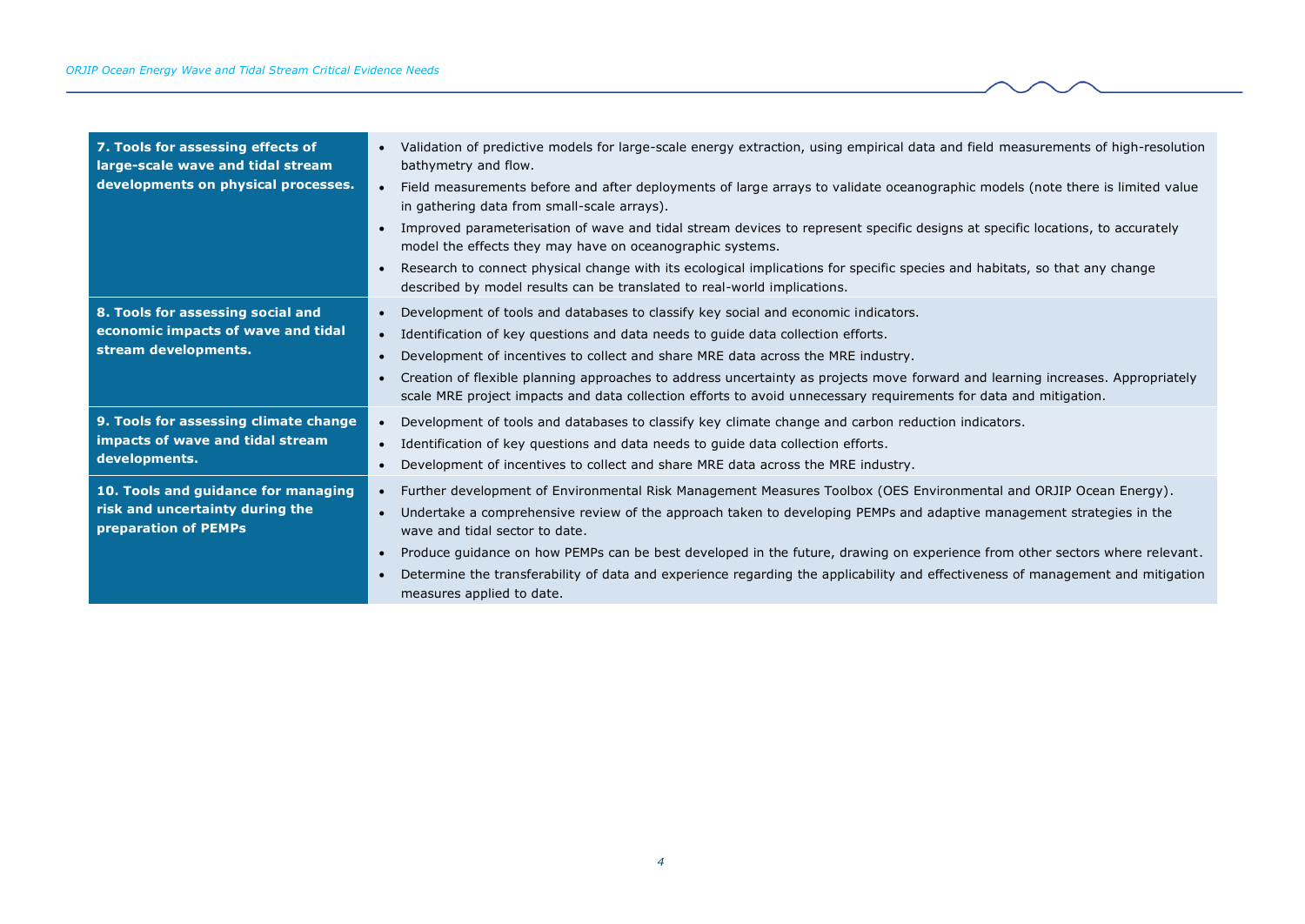| | |
|---|---|
| **7. Tools for assessing effects of large-scale wave and tidal stream developments on physical processes.** | • Validation of predictive models for large-scale energy extraction, using empirical data and field measurements of high-resolution bathymetry and flow.<br>• Field measurements before and after deployments of large arrays to validate oceanographic models (note there is limited value in gathering data from small-scale arrays).<br>• Improved parameterisation of wave and tidal stream devices to represent specific designs at specific locations, to accurately model the effects they may have on oceanographic systems.<br>• Research to connect physical change with its ecological implications for specific species and habitats, so that any change described by model results can be translated to real-world implications. |
| **8. Tools for assessing social and economic impacts of wave and tidal stream developments.** | • Development of tools and databases to classify key social and economic indicators.<br>• Identification of key questions and data needs to guide data collection efforts.<br>• Development of incentives to collect and share MRE data across the MRE industry.<br>• Creation of flexible planning approaches to address uncertainty as projects move forward and learning increases. Appropriately scale MRE project impacts and data collection efforts to avoid unnecessary requirements for data and mitigation. |
| **9. Tools for assessing climate change impacts of wave and tidal stream developments.** | • Development of tools and databases to classify key climate change and carbon reduction indicators.<br>• Identification of key questions and data needs to guide data collection efforts.<br>• Development of incentives to collect and share MRE data across the MRE industry. |
| **10. Tools and guidance for managing risk and uncertainty during the preparation of PEMPs** | • Further development of Environmental Risk Management Measures Toolbox (OES Environmental and ORJIP Ocean Energy).<br>• Undertake a comprehensive review of the approach taken to developing PEMPs and adaptive management strategies in the wave and tidal sector to date.<br>• Produce guidance on how PEMPs can be best developed in the future, drawing on experience from other sectors where relevant.<br>• Determine the transferability of data and experience regarding the applicability and effectiveness of management and mitigation measures applied to date. |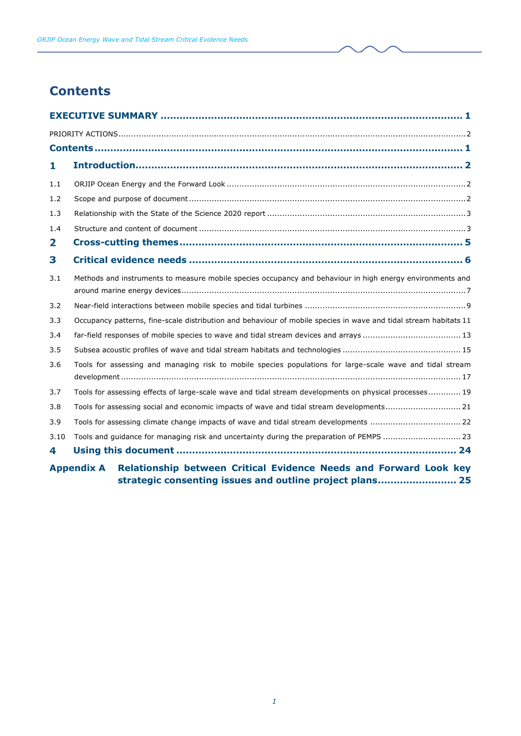# Contents

**EXECUTIVE SUMMARY .................................................................................... 1**

PRIORITY ACTIONS....................................................................................................................................2

**Contents ......................................................................................................................... 1**

**1 Introduction................................................................................................... 2**

1.1 ORJIP Ocean Energy and the Forward Look ..............................................................................2

1.2 Scope and purpose of document ..............................................................................................2

1.3 Relationship with the State of the Science 2020 report ...............................................................3

1.4 Structure and content of document ..........................................................................................3

**2 Cross-cutting themes..................................................................................... 5**

**3 Critical evidence needs ................................................................................... 6**

3.1 Methods and instruments to measure mobile species occupancy and behaviour in high energy environments and around marine energy devices..................................................................................................7

3.2 Near-field interactions between mobile species and tidal turbines ..................................................9

3.3 Occupancy patterns, fine-scale distribution and behaviour of mobile species in wave and tidal stream habitats 11

3.4 far-field responses of mobile species to wave and tidal stream devices and arrays .......................13

3.5 Subsea acoustic profiles of wave and tidal stream habitats and technologies ...............................15

3.6 Tools for assessing and managing risk to mobile species populations for large-scale wave and tidal stream development ........................................................................................................................17

3.7 Tools for assessing effects of large-scale wave and tidal stream developments on physical processes.............19

3.8 Tools for assessing social and economic impacts of wave and tidal stream developments..............................21

3.9 Tools for assessing climate change impacts of wave and tidal stream developments ....................................22

3.10 Tools and guidance for managing risk and uncertainty during the preparation of PEMPS ...............................23

**4 Using this document ...................................................................................... 24**

**Appendix A Relationship between Critical Evidence Needs and Forward Look key strategic consenting issues and outline project plans......................... 25**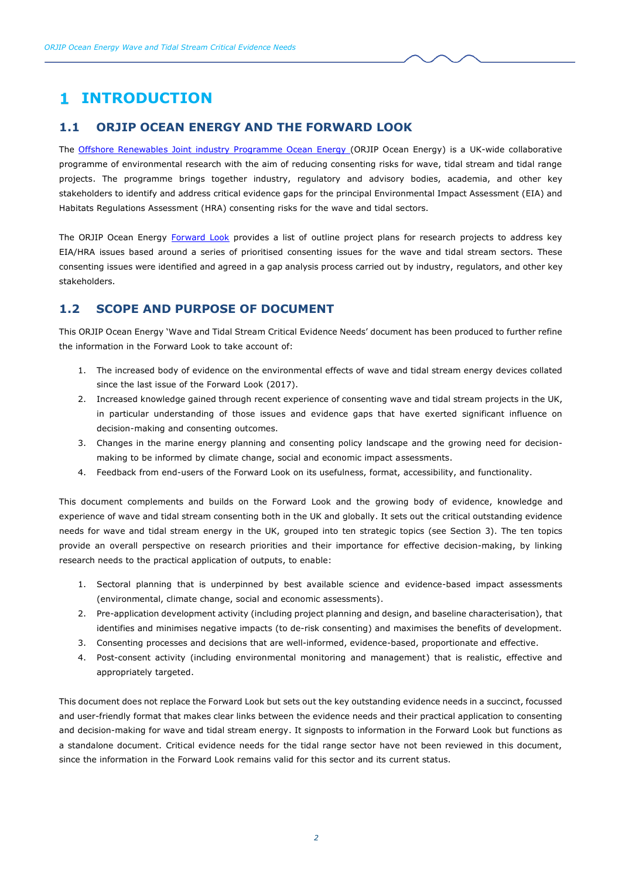# 1 INTRODUCTION

## 1.1 ORJIP OCEAN ENERGY AND THE FORWARD LOOK

The Offshore Renewables Joint industry Programme Ocean Energy (ORJIP Ocean Energy) is a UK-wide collaborative programme of environmental research with the aim of reducing consenting risks for wave, tidal stream and tidal range projects. The programme brings together industry, regulatory and advisory bodies, academia, and other key stakeholders to identify and address critical evidence gaps for the principal Environmental Impact Assessment (EIA) and Habitats Regulations Assessment (HRA) consenting risks for the wave and tidal sectors.

The ORJIP Ocean Energy Forward Look provides a list of outline project plans for research projects to address key EIA/HRA issues based around a series of prioritised consenting issues for the wave and tidal stream sectors. These consenting issues were identified and agreed in a gap analysis process carried out by industry, regulators, and other key stakeholders.

## 1.2 SCOPE AND PURPOSE OF DOCUMENT

This ORJIP Ocean Energy 'Wave and Tidal Stream Critical Evidence Needs' document has been produced to further refine the information in the Forward Look to take account of:

1. The increased body of evidence on the environmental effects of wave and tidal stream energy devices collated since the last issue of the Forward Look (2017).
2. Increased knowledge gained through recent experience of consenting wave and tidal stream projects in the UK, in particular understanding of those issues and evidence gaps that have exerted significant influence on decision-making and consenting outcomes.
3. Changes in the marine energy planning and consenting policy landscape and the growing need for decision-making to be informed by climate change, social and economic impact assessments.
4. Feedback from end-users of the Forward Look on its usefulness, format, accessibility, and functionality.

This document complements and builds on the Forward Look and the growing body of evidence, knowledge and experience of wave and tidal stream consenting both in the UK and globally. It sets out the critical outstanding evidence needs for wave and tidal stream energy in the UK, grouped into ten strategic topics (see Section 3). The ten topics provide an overall perspective on research priorities and their importance for effective decision-making, by linking research needs to the practical application of outputs, to enable:

1. Sectoral planning that is underpinned by best available science and evidence-based impact assessments (environmental, climate change, social and economic assessments).
2. Pre-application development activity (including project planning and design, and baseline characterisation), that identifies and minimises negative impacts (to de-risk consenting) and maximises the benefits of development.
3. Consenting processes and decisions that are well-informed, evidence-based, proportionate and effective.
4. Post-consent activity (including environmental monitoring and management) that is realistic, effective and appropriately targeted.

This document does not replace the Forward Look but sets out the key outstanding evidence needs in a succinct, focussed and user-friendly format that makes clear links between the evidence needs and their practical application to consenting and decision-making for wave and tidal stream energy. It signposts to information in the Forward Look but functions as a standalone document. Critical evidence needs for the tidal range sector have not been reviewed in this document, since the information in the Forward Look remains valid for this sector and its current status.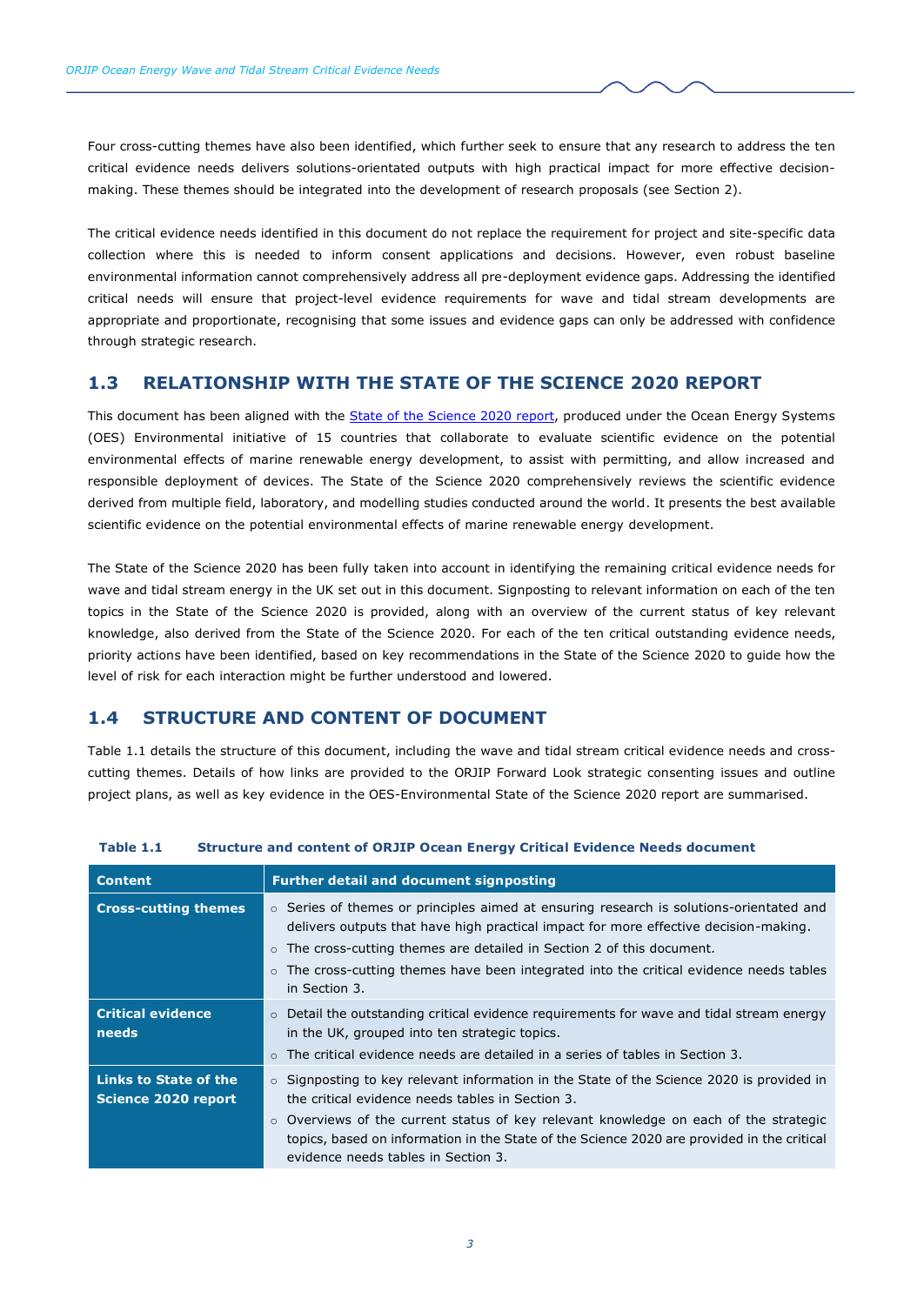Four cross-cutting themes have also been identified, which further seek to ensure that any research to address the ten critical evidence needs delivers solutions-orientated outputs with high practical impact for more effective decision-making. These themes should be integrated into the development of research proposals (see Section 2).

The critical evidence needs identified in this document do not replace the requirement for project and site-specific data collection where this is needed to inform consent applications and decisions. However, even robust baseline environmental information cannot comprehensively address all pre-deployment evidence gaps. Addressing the identified critical needs will ensure that project-level evidence requirements for wave and tidal stream developments are appropriate and proportionate, recognising that some issues and evidence gaps can only be addressed with confidence through strategic research.

## 1.3 RELATIONSHIP WITH THE STATE OF THE SCIENCE 2020 REPORT

This document has been aligned with the State of the Science 2020 report, produced under the Ocean Energy Systems (OES) Environmental initiative of 15 countries that collaborate to evaluate scientific evidence on the potential environmental effects of marine renewable energy development, to assist with permitting, and allow increased and responsible deployment of devices. The State of the Science 2020 comprehensively reviews the scientific evidence derived from multiple field, laboratory, and modelling studies conducted around the world. It presents the best available scientific evidence on the potential environmental effects of marine renewable energy development.

The State of the Science 2020 has been fully taken into account in identifying the remaining critical evidence needs for wave and tidal stream energy in the UK set out in this document. Signposting to relevant information on each of the ten topics in the State of the Science 2020 is provided, along with an overview of the current status of key relevant knowledge, also derived from the State of the Science 2020. For each of the ten critical outstanding evidence needs, priority actions have been identified, based on key recommendations in the State of the Science 2020 to guide how the level of risk for each interaction might be further understood and lowered.

## 1.4 STRUCTURE AND CONTENT OF DOCUMENT

Table 1.1 details the structure of this document, including the wave and tidal stream critical evidence needs and cross-cutting themes. Details of how links are provided to the ORJIP Forward Look strategic consenting issues and outline project plans, as well as key evidence in the OES-Environmental State of the Science 2020 report are summarised.

**Table 1.1 Structure and content of ORJIP Ocean Energy Critical Evidence Needs document**

| Content | Further detail and document signposting |
|---|---|
| **Cross-cutting themes** | ○ Series of themes or principles aimed at ensuring research is solutions-orientated and delivers outputs that have high practical impact for more effective decision-making.<br>○ The cross-cutting themes are detailed in Section 2 of this document.<br>○ The cross-cutting themes have been integrated into the critical evidence needs tables in Section 3. |
| **Critical evidence needs** | ○ Detail the outstanding critical evidence requirements for wave and tidal stream energy in the UK, grouped into ten strategic topics.<br>○ The critical evidence needs are detailed in a series of tables in Section 3. |
| **Links to State of the Science 2020 report** | ○ Signposting to key relevant information in the State of the Science 2020 is provided in the critical evidence needs tables in Section 3.<br>○ Overviews of the current status of key relevant knowledge on each of the strategic topics, based on information in the State of the Science 2020 are provided in the critical evidence needs tables in Section 3. |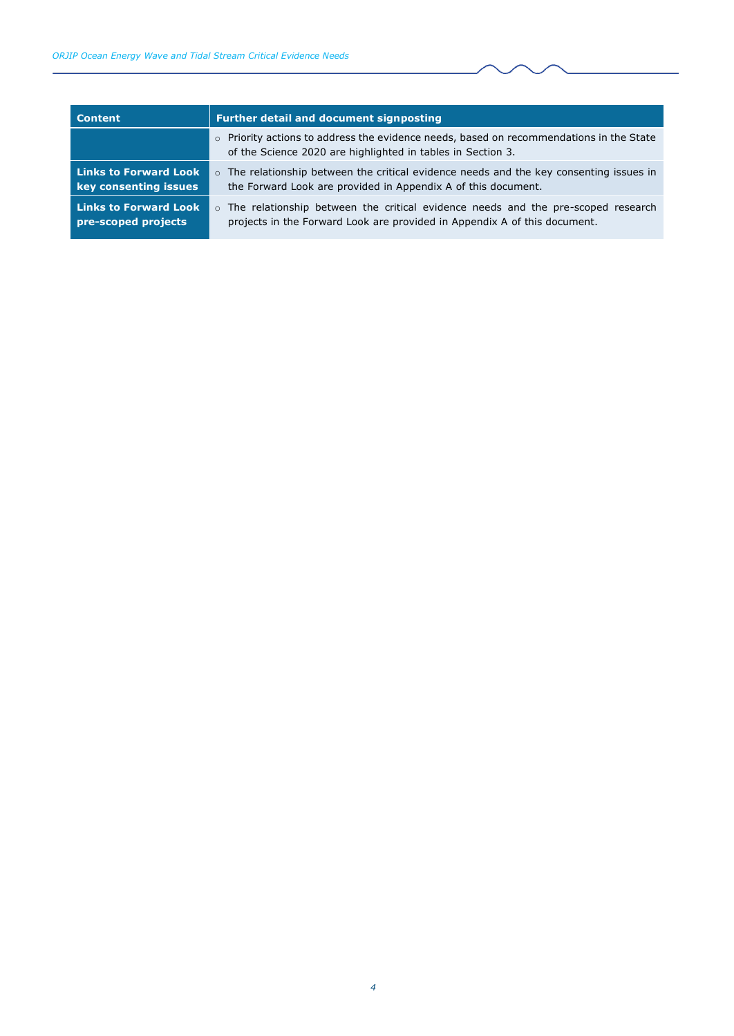| Content | Further detail and document signposting |
| --- | --- |
| | ○ Priority actions to address the evidence needs, based on recommendations in the State of the Science 2020 are highlighted in tables in Section 3. |
| **Links to Forward Look key consenting issues** | ○ The relationship between the critical evidence needs and the key consenting issues in the Forward Look are provided in Appendix A of this document. |
| **Links to Forward Look pre-scoped projects** | ○ The relationship between the critical evidence needs and the pre-scoped research projects in the Forward Look are provided in Appendix A of this document. |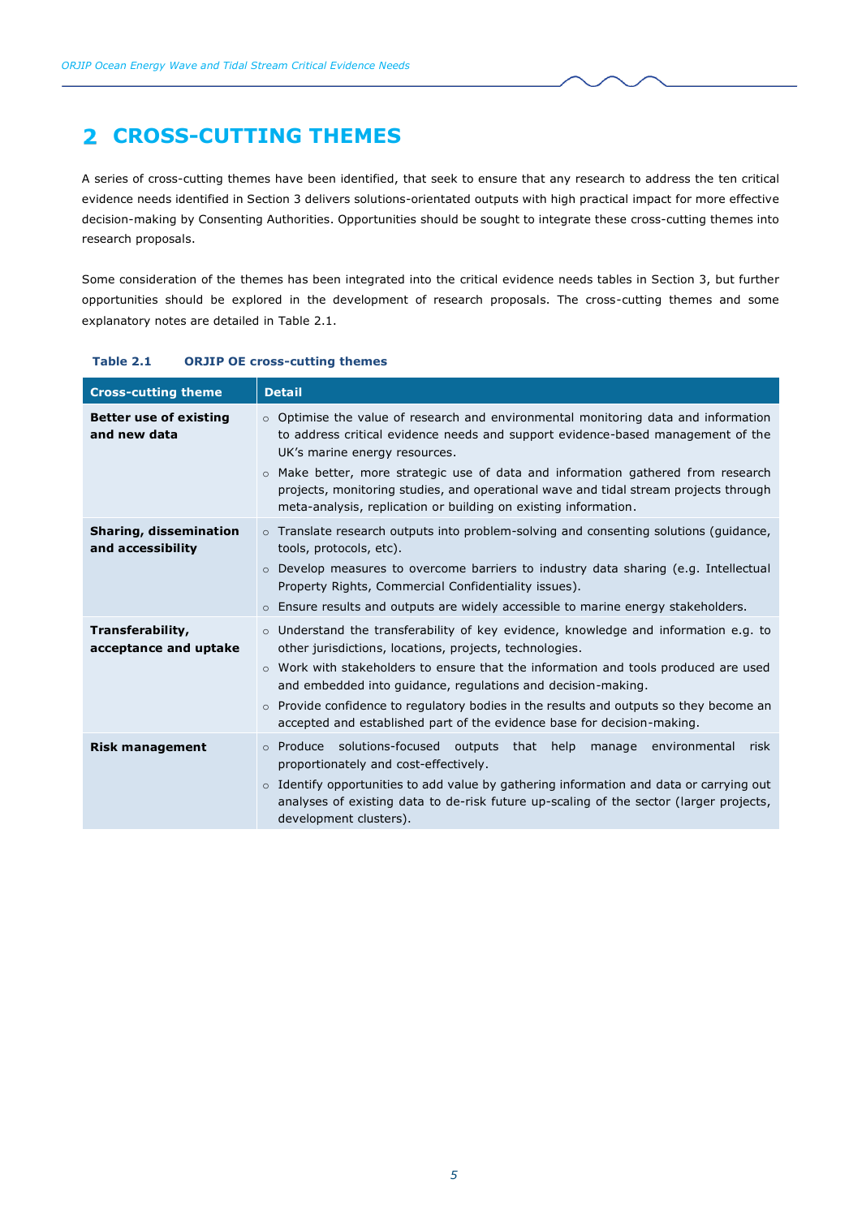# 2 CROSS-CUTTING THEMES

A series of cross-cutting themes have been identified, that seek to ensure that any research to address the ten critical evidence needs identified in Section 3 delivers solutions-orientated outputs with high practical impact for more effective decision-making by Consenting Authorities. Opportunities should be sought to integrate these cross-cutting themes into research proposals.

Some consideration of the themes has been integrated into the critical evidence needs tables in Section 3, but further opportunities should be explored in the development of research proposals. The cross-cutting themes and some explanatory notes are detailed in Table 2.1.

**Table 2.1 ORJIP OE cross-cutting themes**

| Cross-cutting theme | Detail |
|---|---|
| **Better use of existing and new data** | ○ Optimise the value of research and environmental monitoring data and information to address critical evidence needs and support evidence-based management of the UK's marine energy resources.<br>○ Make better, more strategic use of data and information gathered from research projects, monitoring studies, and operational wave and tidal stream projects through meta-analysis, replication or building on existing information. |
| **Sharing, dissemination and accessibility** | ○ Translate research outputs into problem-solving and consenting solutions (guidance, tools, protocols, etc).<br>○ Develop measures to overcome barriers to industry data sharing (e.g. Intellectual Property Rights, Commercial Confidentiality issues).<br>○ Ensure results and outputs are widely accessible to marine energy stakeholders. |
| **Transferability, acceptance and uptake** | ○ Understand the transferability of key evidence, knowledge and information e.g. to other jurisdictions, locations, projects, technologies.<br>○ Work with stakeholders to ensure that the information and tools produced are used and embedded into guidance, regulations and decision-making.<br>○ Provide confidence to regulatory bodies in the results and outputs so they become an accepted and established part of the evidence base for decision-making. |
| **Risk management** | ○ Produce solutions-focused outputs that help manage environmental risk proportionately and cost-effectively.<br>○ Identify opportunities to add value by gathering information and data or carrying out analyses of existing data to de-risk future up-scaling of the sector (larger projects, development clusters). |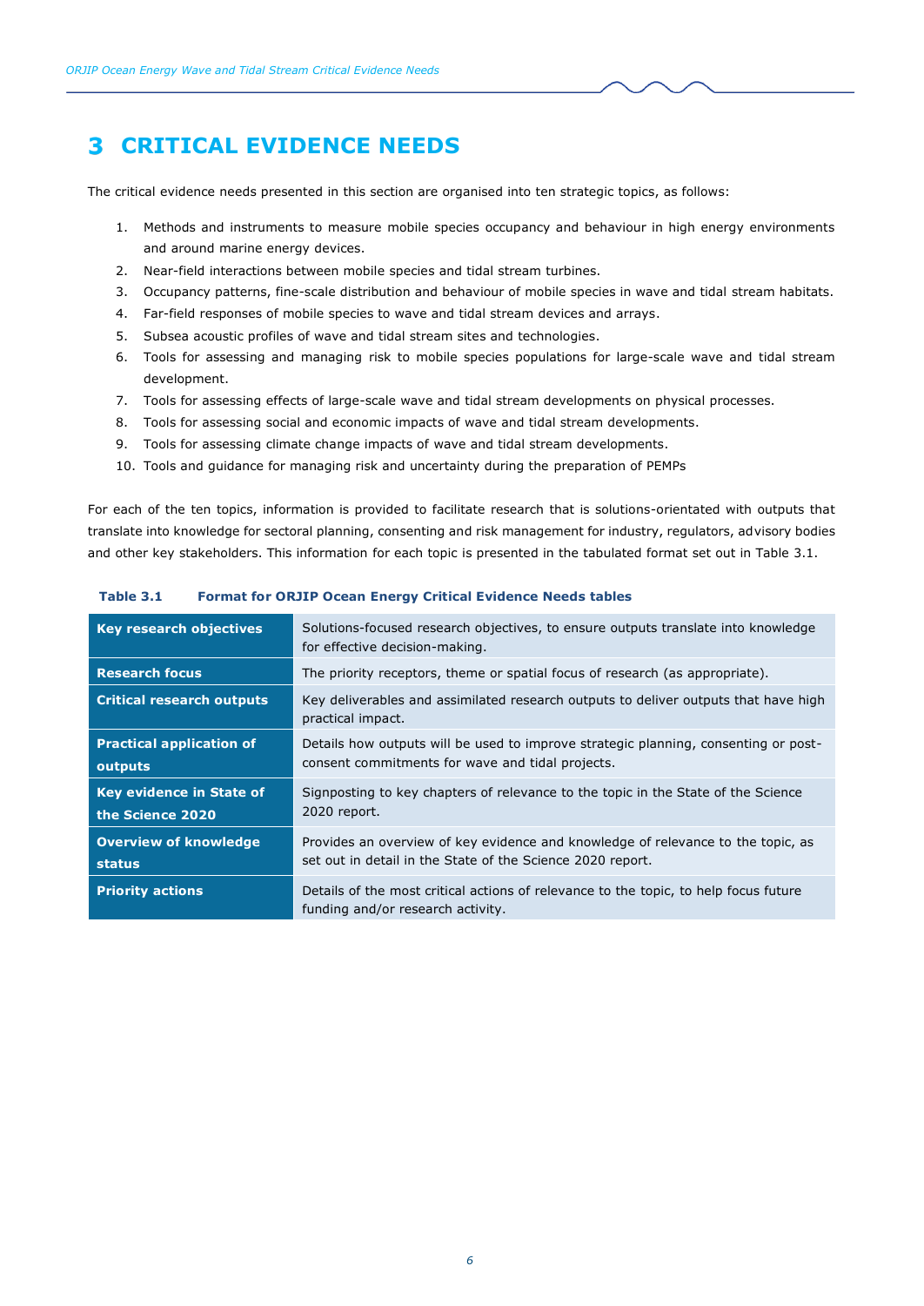# 3 CRITICAL EVIDENCE NEEDS

The critical evidence needs presented in this section are organised into ten strategic topics, as follows:

1. Methods and instruments to measure mobile species occupancy and behaviour in high energy environments and around marine energy devices.
2. Near-field interactions between mobile species and tidal stream turbines.
3. Occupancy patterns, fine-scale distribution and behaviour of mobile species in wave and tidal stream habitats.
4. Far-field responses of mobile species to wave and tidal stream devices and arrays.
5. Subsea acoustic profiles of wave and tidal stream sites and technologies.
6. Tools for assessing and managing risk to mobile species populations for large-scale wave and tidal stream development.
7. Tools for assessing effects of large-scale wave and tidal stream developments on physical processes.
8. Tools for assessing social and economic impacts of wave and tidal stream developments.
9. Tools for assessing climate change impacts of wave and tidal stream developments.
10. Tools and guidance for managing risk and uncertainty during the preparation of PEMPs

For each of the ten topics, information is provided to facilitate research that is solutions-orientated with outputs that translate into knowledge for sectoral planning, consenting and risk management for industry, regulators, advisory bodies and other key stakeholders. This information for each topic is presented in the tabulated format set out in Table 3.1.

**Table 3.1 Format for ORJIP Ocean Energy Critical Evidence Needs tables**

| | |
|---|---|
| **Key research objectives** | Solutions-focused research objectives, to ensure outputs translate into knowledge for effective decision-making. |
| **Research focus** | The priority receptors, theme or spatial focus of research (as appropriate). |
| **Critical research outputs** | Key deliverables and assimilated research outputs to deliver outputs that have high practical impact. |
| **Practical application of outputs** | Details how outputs will be used to improve strategic planning, consenting or post-consent commitments for wave and tidal projects. |
| **Key evidence in State of the Science 2020** | Signposting to key chapters of relevance to the topic in the State of the Science 2020 report. |
| **Overview of knowledge status** | Provides an overview of key evidence and knowledge of relevance to the topic, as set out in detail in the State of the Science 2020 report. |
| **Priority actions** | Details of the most critical actions of relevance to the topic, to help focus future funding and/or research activity. |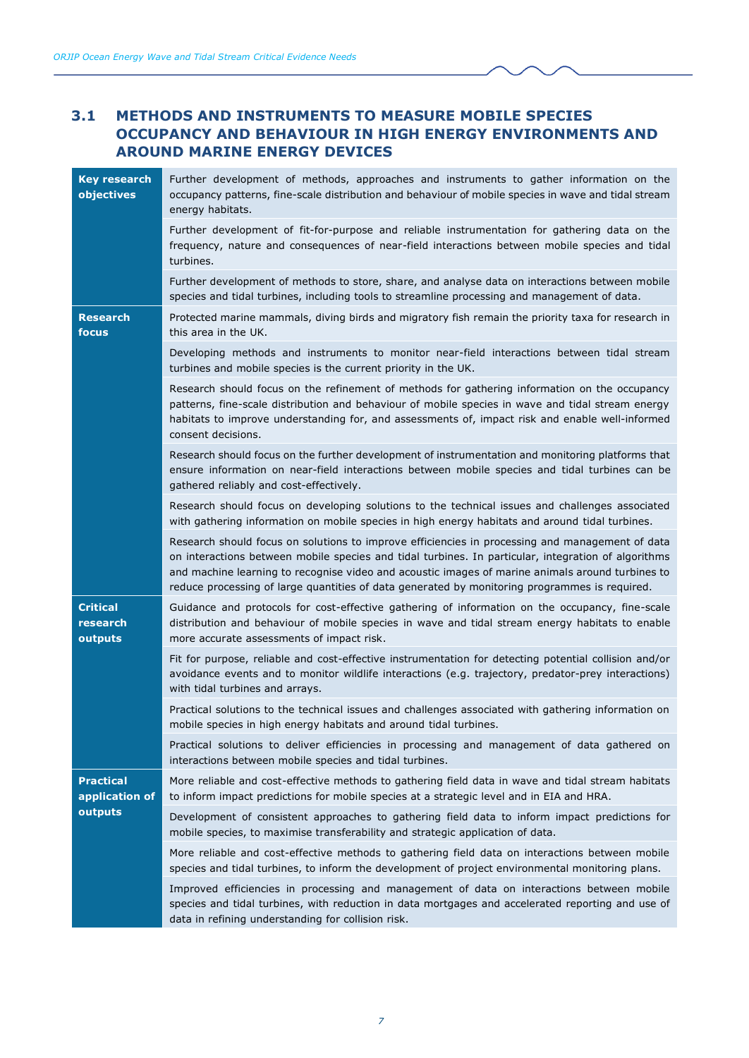## 3.1 METHODS AND INSTRUMENTS TO MEASURE MOBILE SPECIES OCCUPANCY AND BEHAVIOUR IN HIGH ENERGY ENVIRONMENTS AND AROUND MARINE ENERGY DEVICES

| | |
|---|---|
| **Key research objectives** | Further development of methods, approaches and instruments to gather information on the occupancy patterns, fine-scale distribution and behaviour of mobile species in wave and tidal stream energy habitats. |
| | Further development of fit-for-purpose and reliable instrumentation for gathering data on the frequency, nature and consequences of near-field interactions between mobile species and tidal turbines. |
| | Further development of methods to store, share, and analyse data on interactions between mobile species and tidal turbines, including tools to streamline processing and management of data. |
| **Research focus** | Protected marine mammals, diving birds and migratory fish remain the priority taxa for research in this area in the UK. |
| | Developing methods and instruments to monitor near-field interactions between tidal stream turbines and mobile species is the current priority in the UK. |
| | Research should focus on the refinement of methods for gathering information on the occupancy patterns, fine-scale distribution and behaviour of mobile species in wave and tidal stream energy habitats to improve understanding for, and assessments of, impact risk and enable well-informed consent decisions. |
| | Research should focus on the further development of instrumentation and monitoring platforms that ensure information on near-field interactions between mobile species and tidal turbines can be gathered reliably and cost-effectively. |
| | Research should focus on developing solutions to the technical issues and challenges associated with gathering information on mobile species in high energy habitats and around tidal turbines. |
| | Research should focus on solutions to improve efficiencies in processing and management of data on interactions between mobile species and tidal turbines. In particular, integration of algorithms and machine learning to recognise video and acoustic images of marine animals around turbines to reduce processing of large quantities of data generated by monitoring programmes is required. |
| **Critical research outputs** | Guidance and protocols for cost-effective gathering of information on the occupancy, fine-scale distribution and behaviour of mobile species in wave and tidal stream energy habitats to enable more accurate assessments of impact risk. |
| | Fit for purpose, reliable and cost-effective instrumentation for detecting potential collision and/or avoidance events and to monitor wildlife interactions (e.g. trajectory, predator-prey interactions) with tidal turbines and arrays. |
| | Practical solutions to the technical issues and challenges associated with gathering information on mobile species in high energy habitats and around tidal turbines. |
| | Practical solutions to deliver efficiencies in processing and management of data gathered on interactions between mobile species and tidal turbines. |
| **Practical application of outputs** | More reliable and cost-effective methods to gathering field data in wave and tidal stream habitats to inform impact predictions for mobile species at a strategic level and in EIA and HRA. |
| | Development of consistent approaches to gathering field data to inform impact predictions for mobile species, to maximise transferability and strategic application of data. |
| | More reliable and cost-effective methods to gathering field data on interactions between mobile species and tidal turbines, to inform the development of project environmental monitoring plans. |
| | Improved efficiencies in processing and management of data on interactions between mobile species and tidal turbines, with reduction in data mortgages and accelerated reporting and use of data in refining understanding for collision risk. |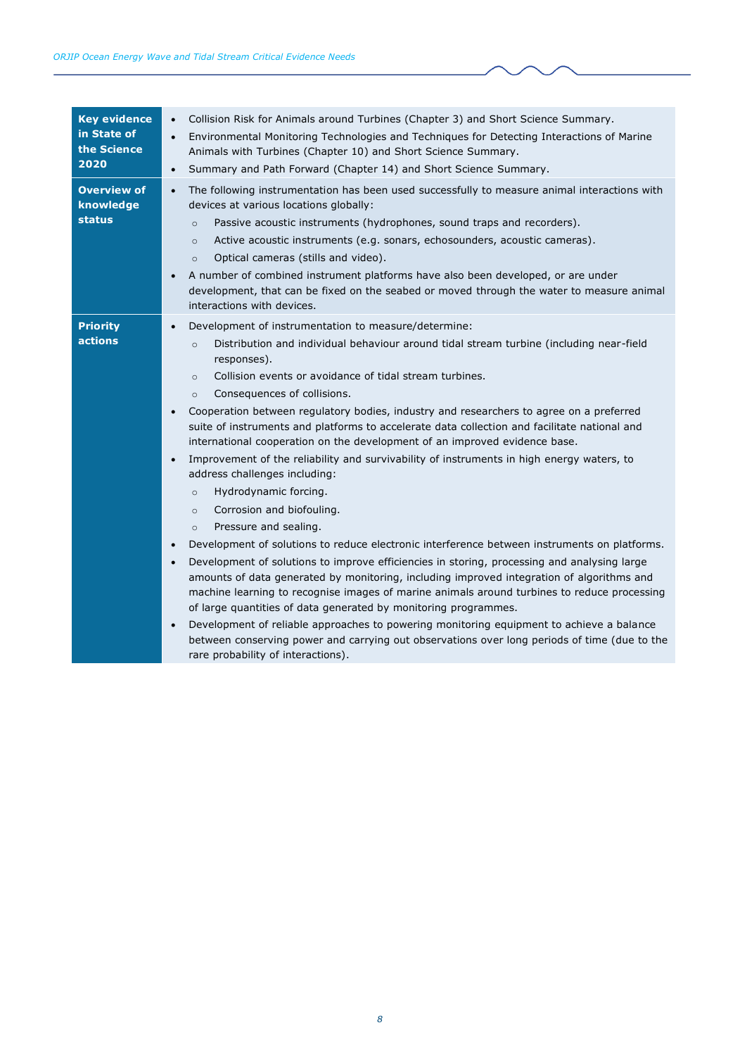| | |
|---|---|
| **Key evidence in State of the Science 2020** | • Collision Risk for Animals around Turbines (Chapter 3) and Short Science Summary.<br>• Environmental Monitoring Technologies and Techniques for Detecting Interactions of Marine Animals with Turbines (Chapter 10) and Short Science Summary.<br>• Summary and Path Forward (Chapter 14) and Short Science Summary. |
| **Overview of knowledge status** | • The following instrumentation has been used successfully to measure animal interactions with devices at various locations globally:<br>&nbsp;&nbsp;○ Passive acoustic instruments (hydrophones, sound traps and recorders).<br>&nbsp;&nbsp;○ Active acoustic instruments (e.g. sonars, echosounders, acoustic cameras).<br>&nbsp;&nbsp;○ Optical cameras (stills and video).<br>• A number of combined instrument platforms have also been developed, or are under development, that can be fixed on the seabed or moved through the water to measure animal interactions with devices. |
| **Priority actions** | • Development of instrumentation to measure/determine:<br>&nbsp;&nbsp;○ Distribution and individual behaviour around tidal stream turbine (including near-field responses).<br>&nbsp;&nbsp;○ Collision events or avoidance of tidal stream turbines.<br>&nbsp;&nbsp;○ Consequences of collisions.<br>• Cooperation between regulatory bodies, industry and researchers to agree on a preferred suite of instruments and platforms to accelerate data collection and facilitate national and international cooperation on the development of an improved evidence base.<br>• Improvement of the reliability and survivability of instruments in high energy waters, to address challenges including:<br>&nbsp;&nbsp;○ Hydrodynamic forcing.<br>&nbsp;&nbsp;○ Corrosion and biofouling.<br>&nbsp;&nbsp;○ Pressure and sealing.<br>• Development of solutions to reduce electronic interference between instruments on platforms.<br>• Development of solutions to improve efficiencies in storing, processing and analysing large amounts of data generated by monitoring, including improved integration of algorithms and machine learning to recognise images of marine animals around turbines to reduce processing of large quantities of data generated by monitoring programmes.<br>• Development of reliable approaches to powering monitoring equipment to achieve a balance between conserving power and carrying out observations over long periods of time (due to the rare probability of interactions). |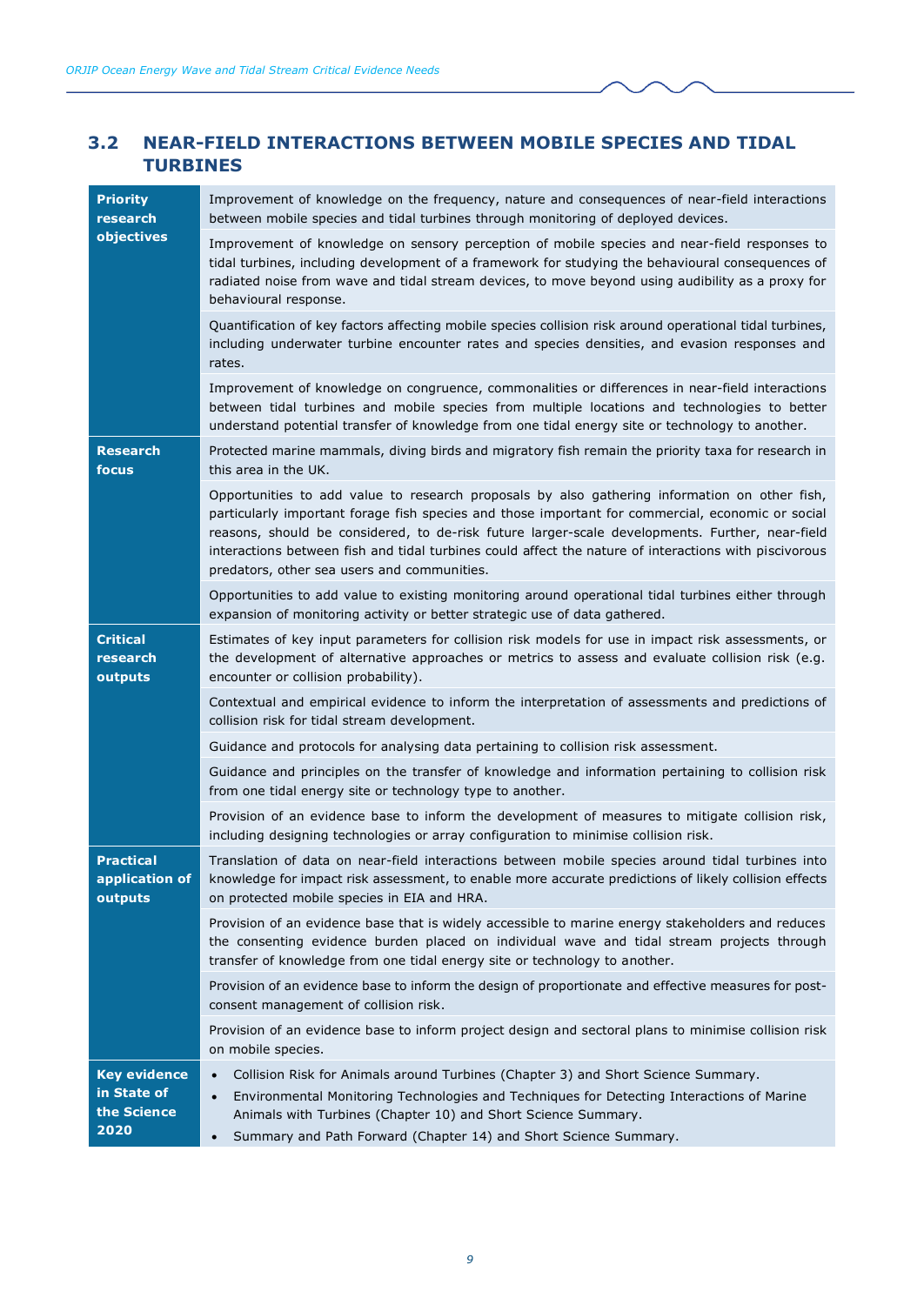## 3.2 NEAR-FIELD INTERACTIONS BETWEEN MOBILE SPECIES AND TIDAL TURBINES

| | |
|---|---|
| **Priority research objectives** | Improvement of knowledge on the frequency, nature and consequences of near-field interactions between mobile species and tidal turbines through monitoring of deployed devices. |
| | Improvement of knowledge on sensory perception of mobile species and near-field responses to tidal turbines, including development of a framework for studying the behavioural consequences of radiated noise from wave and tidal stream devices, to move beyond using audibility as a proxy for behavioural response. |
| | Quantification of key factors affecting mobile species collision risk around operational tidal turbines, including underwater turbine encounter rates and species densities, and evasion responses and rates. |
| | Improvement of knowledge on congruence, commonalities or differences in near-field interactions between tidal turbines and mobile species from multiple locations and technologies to better understand potential transfer of knowledge from one tidal energy site or technology to another. |
| **Research focus** | Protected marine mammals, diving birds and migratory fish remain the priority taxa for research in this area in the UK. |
| | Opportunities to add value to research proposals by also gathering information on other fish, particularly important forage fish species and those important for commercial, economic or social reasons, should be considered, to de-risk future larger-scale developments. Further, near-field interactions between fish and tidal turbines could affect the nature of interactions with piscivorous predators, other sea users and communities. |
| | Opportunities to add value to existing monitoring around operational tidal turbines either through expansion of monitoring activity or better strategic use of data gathered. |
| **Critical research outputs** | Estimates of key input parameters for collision risk models for use in impact risk assessments, or the development of alternative approaches or metrics to assess and evaluate collision risk (e.g. encounter or collision probability). |
| | Contextual and empirical evidence to inform the interpretation of assessments and predictions of collision risk for tidal stream development. |
| | Guidance and protocols for analysing data pertaining to collision risk assessment. |
| | Guidance and principles on the transfer of knowledge and information pertaining to collision risk from one tidal energy site or technology type to another. |
| | Provision of an evidence base to inform the development of measures to mitigate collision risk, including designing technologies or array configuration to minimise collision risk. |
| **Practical application of outputs** | Translation of data on near-field interactions between mobile species around tidal turbines into knowledge for impact risk assessment, to enable more accurate predictions of likely collision effects on protected mobile species in EIA and HRA. |
| | Provision of an evidence base that is widely accessible to marine energy stakeholders and reduces the consenting evidence burden placed on individual wave and tidal stream projects through transfer of knowledge from one tidal energy site or technology to another. |
| | Provision of an evidence base to inform the design of proportionate and effective measures for post-consent management of collision risk. |
| | Provision of an evidence base to inform project design and sectoral plans to minimise collision risk on mobile species. |
| **Key evidence in State of the Science 2020** | • Collision Risk for Animals around Turbines (Chapter 3) and Short Science Summary.<br>• Environmental Monitoring Technologies and Techniques for Detecting Interactions of Marine Animals with Turbines (Chapter 10) and Short Science Summary.<br>• Summary and Path Forward (Chapter 14) and Short Science Summary. |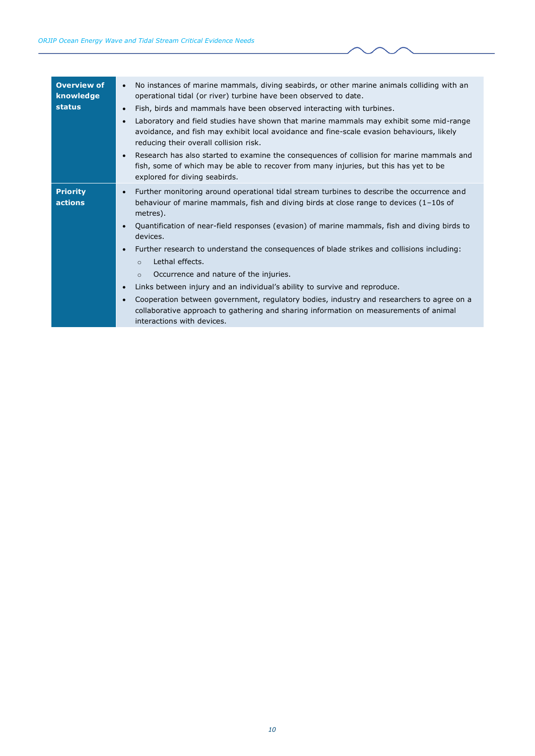| | |
|---|---|
| **Overview of knowledge status** | • No instances of marine mammals, diving seabirds, or other marine animals colliding with an operational tidal (or river) turbine have been observed to date.<br>• Fish, birds and mammals have been observed interacting with turbines.<br>• Laboratory and field studies have shown that marine mammals may exhibit some mid-range avoidance, and fish may exhibit local avoidance and fine-scale evasion behaviours, likely reducing their overall collision risk.<br>• Research has also started to examine the consequences of collision for marine mammals and fish, some of which may be able to recover from many injuries, but this has yet to be explored for diving seabirds. |
| **Priority actions** | • Further monitoring around operational tidal stream turbines to describe the occurrence and behaviour of marine mammals, fish and diving birds at close range to devices (1–10s of metres).<br>• Quantification of near-field responses (evasion) of marine mammals, fish and diving birds to devices.<br>• Further research to understand the consequences of blade strikes and collisions including:<br>&nbsp;&nbsp;&nbsp;&nbsp;○ Lethal effects.<br>&nbsp;&nbsp;&nbsp;&nbsp;○ Occurrence and nature of the injuries.<br>• Links between injury and an individual's ability to survive and reproduce.<br>• Cooperation between government, regulatory bodies, industry and researchers to agree on a collaborative approach to gathering and sharing information on measurements of animal interactions with devices. |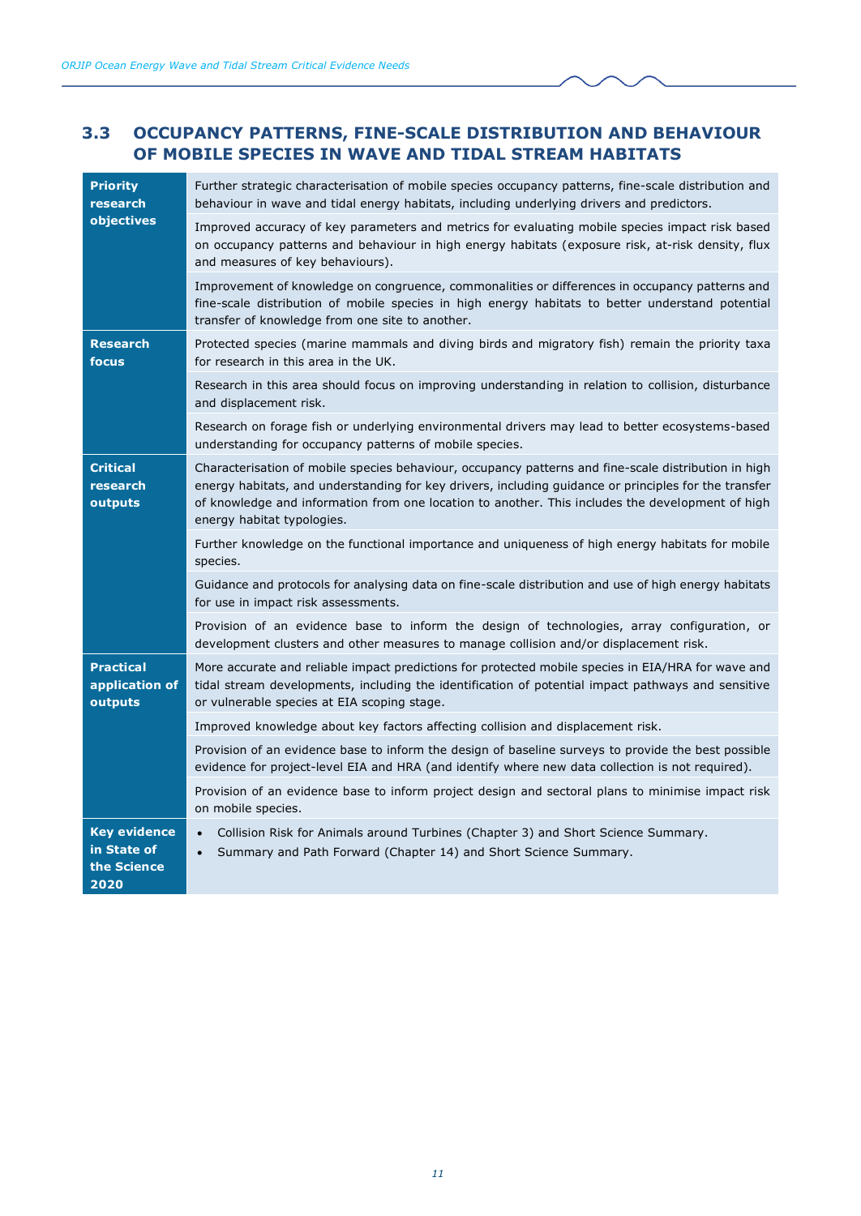## 3.3 OCCUPANCY PATTERNS, FINE-SCALE DISTRIBUTION AND BEHAVIOUR OF MOBILE SPECIES IN WAVE AND TIDAL STREAM HABITATS

| | |
|---|---|
| **Priority research objectives** | Further strategic characterisation of mobile species occupancy patterns, fine-scale distribution and behaviour in wave and tidal energy habitats, including underlying drivers and predictors. |
| | Improved accuracy of key parameters and metrics for evaluating mobile species impact risk based on occupancy patterns and behaviour in high energy habitats (exposure risk, at-risk density, flux and measures of key behaviours). |
| | Improvement of knowledge on congruence, commonalities or differences in occupancy patterns and fine-scale distribution of mobile species in high energy habitats to better understand potential transfer of knowledge from one site to another. |
| **Research focus** | Protected species (marine mammals and diving birds and migratory fish) remain the priority taxa for research in this area in the UK. |
| | Research in this area should focus on improving understanding in relation to collision, disturbance and displacement risk. |
| | Research on forage fish or underlying environmental drivers may lead to better ecosystems-based understanding for occupancy patterns of mobile species. |
| **Critical research outputs** | Characterisation of mobile species behaviour, occupancy patterns and fine-scale distribution in high energy habitats, and understanding for key drivers, including guidance or principles for the transfer of knowledge and information from one location to another. This includes the development of high energy habitat typologies. |
| | Further knowledge on the functional importance and uniqueness of high energy habitats for mobile species. |
| | Guidance and protocols for analysing data on fine-scale distribution and use of high energy habitats for use in impact risk assessments. |
| | Provision of an evidence base to inform the design of technologies, array configuration, or development clusters and other measures to manage collision and/or displacement risk. |
| **Practical application of outputs** | More accurate and reliable impact predictions for protected mobile species in EIA/HRA for wave and tidal stream developments, including the identification of potential impact pathways and sensitive or vulnerable species at EIA scoping stage. |
| | Improved knowledge about key factors affecting collision and displacement risk. |
| | Provision of an evidence base to inform the design of baseline surveys to provide the best possible evidence for project-level EIA and HRA (and identify where new data collection is not required). |
| | Provision of an evidence base to inform project design and sectoral plans to minimise impact risk on mobile species. |
| **Key evidence in State of the Science 2020** | • Collision Risk for Animals around Turbines (Chapter 3) and Short Science Summary.<br>• Summary and Path Forward (Chapter 14) and Short Science Summary. |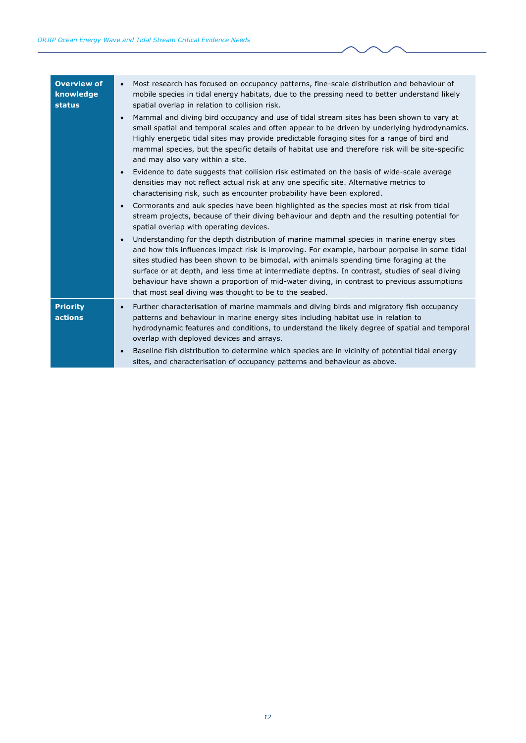| | |
|---|---|
| **Overview of knowledge status** | • Most research has focused on occupancy patterns, fine-scale distribution and behaviour of mobile species in tidal energy habitats, due to the pressing need to better understand likely spatial overlap in relation to collision risk.<br>• Mammal and diving bird occupancy and use of tidal stream sites has been shown to vary at small spatial and temporal scales and often appear to be driven by underlying hydrodynamics. Highly energetic tidal sites may provide predictable foraging sites for a range of bird and mammal species, but the specific details of habitat use and therefore risk will be site-specific and may also vary within a site.<br>• Evidence to date suggests that collision risk estimated on the basis of wide-scale average densities may not reflect actual risk at any one specific site. Alternative metrics to characterising risk, such as encounter probability have been explored.<br>• Cormorants and auk species have been highlighted as the species most at risk from tidal stream projects, because of their diving behaviour and depth and the resulting potential for spatial overlap with operating devices.<br>• Understanding for the depth distribution of marine mammal species in marine energy sites and how this influences impact risk is improving. For example, harbour porpoise in some tidal sites studied has been shown to be bimodal, with animals spending time foraging at the surface or at depth, and less time at intermediate depths. In contrast, studies of seal diving behaviour have shown a proportion of mid-water diving, in contrast to previous assumptions that most seal diving was thought to be to the seabed. |
| **Priority actions** | • Further characterisation of marine mammals and diving birds and migratory fish occupancy patterns and behaviour in marine energy sites including habitat use in relation to hydrodynamic features and conditions, to understand the likely degree of spatial and temporal overlap with deployed devices and arrays.<br>• Baseline fish distribution to determine which species are in vicinity of potential tidal energy sites, and characterisation of occupancy patterns and behaviour as above. |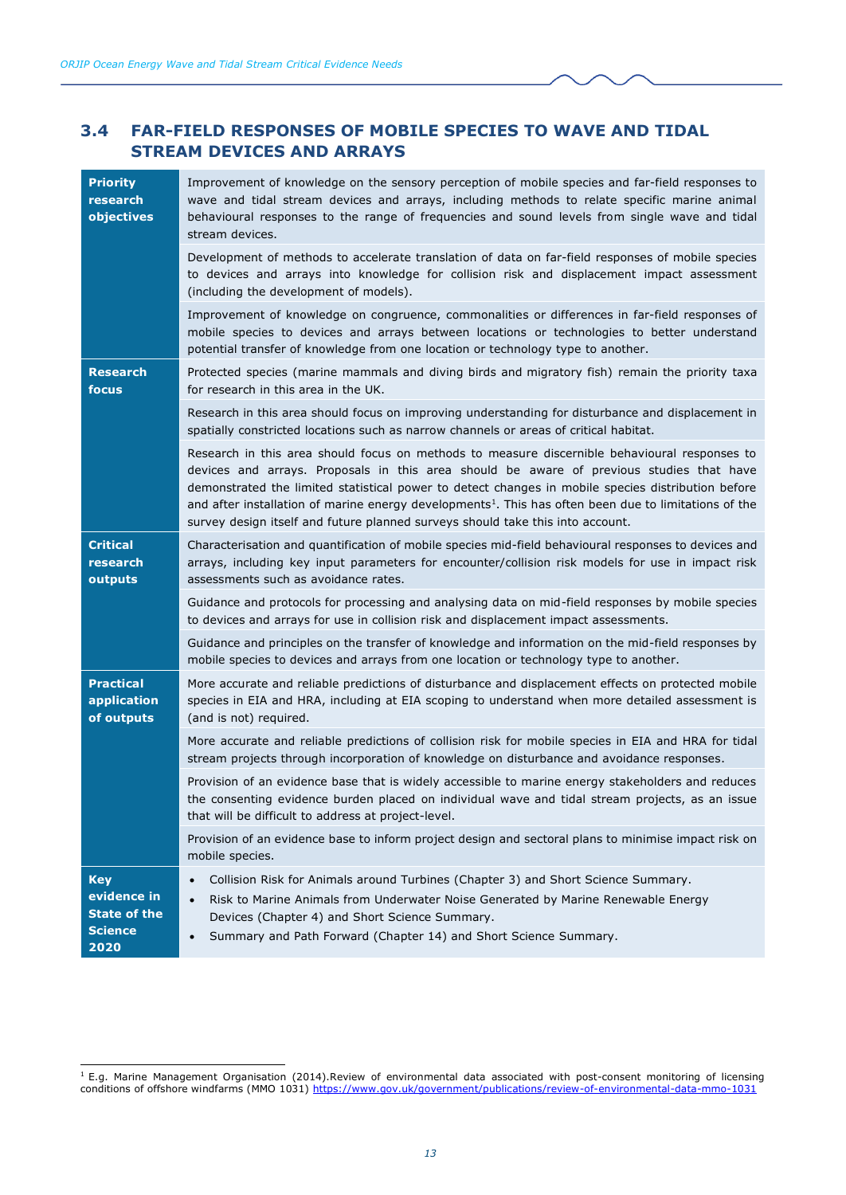## 3.4 FAR-FIELD RESPONSES OF MOBILE SPECIES TO WAVE AND TIDAL STREAM DEVICES AND ARRAYS

| | |
|---|---|
| **Priority research objectives** | Improvement of knowledge on the sensory perception of mobile species and far-field responses to wave and tidal stream devices and arrays, including methods to relate specific marine animal behavioural responses to the range of frequencies and sound levels from single wave and tidal stream devices. |
| | Development of methods to accelerate translation of data on far-field responses of mobile species to devices and arrays into knowledge for collision risk and displacement impact assessment (including the development of models). |
| | Improvement of knowledge on congruence, commonalities or differences in far-field responses of mobile species to devices and arrays between locations or technologies to better understand potential transfer of knowledge from one location or technology type to another. |
| **Research focus** | Protected species (marine mammals and diving birds and migratory fish) remain the priority taxa for research in this area in the UK. |
| | Research in this area should focus on improving understanding for disturbance and displacement in spatially constricted locations such as narrow channels or areas of critical habitat. |
| | Research in this area should focus on methods to measure discernible behavioural responses to devices and arrays. Proposals in this area should be aware of previous studies that have demonstrated the limited statistical power to detect changes in mobile species distribution before and after installation of marine energy developments[1]. This has often been due to limitations of the survey design itself and future planned surveys should take this into account. |
| **Critical research outputs** | Characterisation and quantification of mobile species mid-field behavioural responses to devices and arrays, including key input parameters for encounter/collision risk models for use in impact risk assessments such as avoidance rates. |
| | Guidance and protocols for processing and analysing data on mid-field responses by mobile species to devices and arrays for use in collision risk and displacement impact assessments. |
| | Guidance and principles on the transfer of knowledge and information on the mid-field responses by mobile species to devices and arrays from one location or technology type to another. |
| **Practical application of outputs** | More accurate and reliable predictions of disturbance and displacement effects on protected mobile species in EIA and HRA, including at EIA scoping to understand when more detailed assessment is (and is not) required. |
| | More accurate and reliable predictions of collision risk for mobile species in EIA and HRA for tidal stream projects through incorporation of knowledge on disturbance and avoidance responses. |
| | Provision of an evidence base that is widely accessible to marine energy stakeholders and reduces the consenting evidence burden placed on individual wave and tidal stream projects, as an issue that will be difficult to address at project-level. |
| | Provision of an evidence base to inform project design and sectoral plans to minimise impact risk on mobile species. |
| **Key evidence in State of the Science 2020** | • Collision Risk for Animals around Turbines (Chapter 3) and Short Science Summary.<br>• Risk to Marine Animals from Underwater Noise Generated by Marine Renewable Energy Devices (Chapter 4) and Short Science Summary.<br>• Summary and Path Forward (Chapter 14) and Short Science Summary. |

[1] E.g. Marine Management Organisation (2014).Review of environmental data associated with post-consent monitoring of licensing conditions of offshore windfarms (MMO 1031) https://www.gov.uk/government/publications/review-of-environmental-data-mmo-1031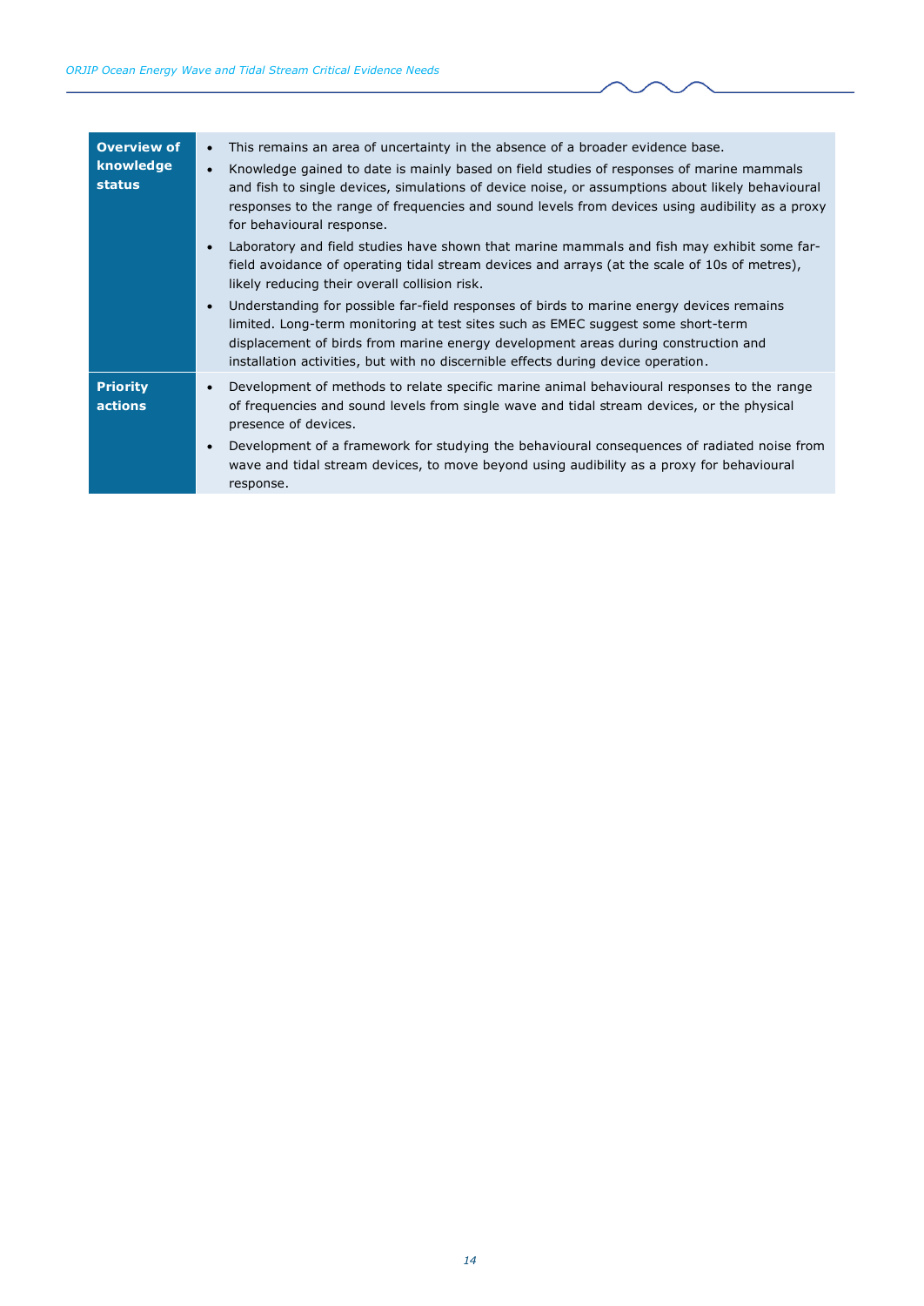| **Overview of knowledge status** | <ul><li>This remains an area of uncertainty in the absence of a broader evidence base.</li><li>Knowledge gained to date is mainly based on field studies of responses of marine mammals and fish to single devices, simulations of device noise, or assumptions about likely behavioural responses to the range of frequencies and sound levels from devices using audibility as a proxy for behavioural response.</li><li>Laboratory and field studies have shown that marine mammals and fish may exhibit some far-field avoidance of operating tidal stream devices and arrays (at the scale of 10s of metres), likely reducing their overall collision risk.</li><li>Understanding for possible far-field responses of birds to marine energy devices remains limited. Long-term monitoring at test sites such as EMEC suggest some short-term displacement of birds from marine energy development areas during construction and installation activities, but with no discernible effects during device operation.</li></ul> |
|---|---|
| **Priority actions** | <ul><li>Development of methods to relate specific marine animal behavioural responses to the range of frequencies and sound levels from single wave and tidal stream devices, or the physical presence of devices.</li><li>Development of a framework for studying the behavioural consequences of radiated noise from wave and tidal stream devices, to move beyond using audibility as a proxy for behavioural response.</li></ul> |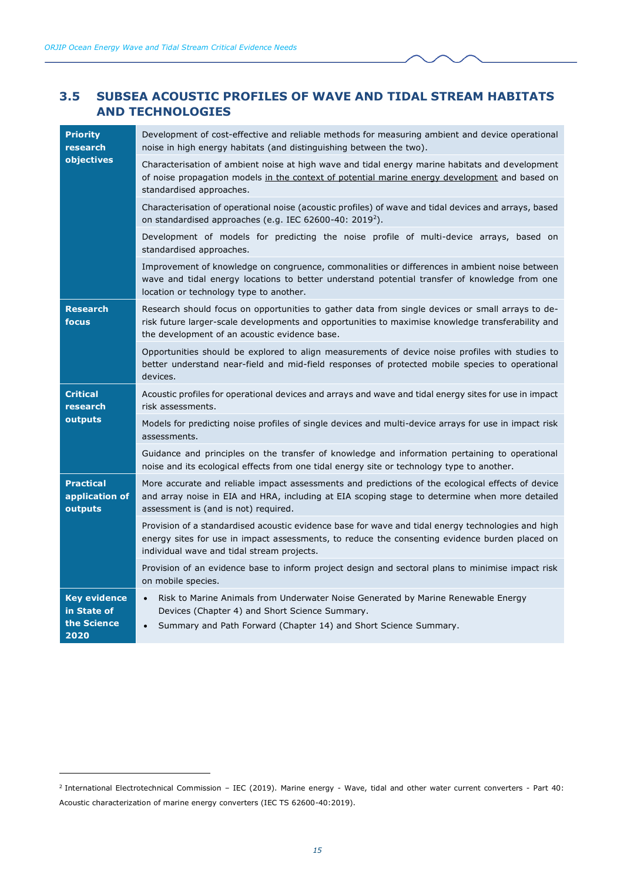## 3.5 SUBSEA ACOUSTIC PROFILES OF WAVE AND TIDAL STREAM HABITATS AND TECHNOLOGIES

| | |
|---|---|
| **Priority research objectives** | Development of cost-effective and reliable methods for measuring ambient and device operational noise in high energy habitats (and distinguishing between the two). |
| | Characterisation of ambient noise at high wave and tidal energy marine habitats and development of noise propagation models in the context of potential marine energy development and based on standardised approaches. |
| | Characterisation of operational noise (acoustic profiles) of wave and tidal devices and arrays, based on standardised approaches (e.g. IEC 62600-40: 2019[2]). |
| | Development of models for predicting the noise profile of multi-device arrays, based on standardised approaches. |
| | Improvement of knowledge on congruence, commonalities or differences in ambient noise between wave and tidal energy locations to better understand potential transfer of knowledge from one location or technology type to another. |
| **Research focus** | Research should focus on opportunities to gather data from single devices or small arrays to de-risk future larger-scale developments and opportunities to maximise knowledge transferability and the development of an acoustic evidence base. |
| | Opportunities should be explored to align measurements of device noise profiles with studies to better understand near-field and mid-field responses of protected mobile species to operational devices. |
| **Critical research outputs** | Acoustic profiles for operational devices and arrays and wave and tidal energy sites for use in impact risk assessments. |
| | Models for predicting noise profiles of single devices and multi-device arrays for use in impact risk assessments. |
| | Guidance and principles on the transfer of knowledge and information pertaining to operational noise and its ecological effects from one tidal energy site or technology type to another. |
| **Practical application of outputs** | More accurate and reliable impact assessments and predictions of the ecological effects of device and array noise in EIA and HRA, including at EIA scoping stage to determine when more detailed assessment is (and is not) required. |
| | Provision of a standardised acoustic evidence base for wave and tidal energy technologies and high energy sites for use in impact assessments, to reduce the consenting evidence burden placed on individual wave and tidal stream projects. |
| | Provision of an evidence base to inform project design and sectoral plans to minimise impact risk on mobile species. |
| **Key evidence in State of the Science 2020** | • Risk to Marine Animals from Underwater Noise Generated by Marine Renewable Energy Devices (Chapter 4) and Short Science Summary.<br>• Summary and Path Forward (Chapter 14) and Short Science Summary. |

[2] International Electrotechnical Commission – IEC (2019). Marine energy - Wave, tidal and other water current converters - Part 40: Acoustic characterization of marine energy converters (IEC TS 62600-40:2019).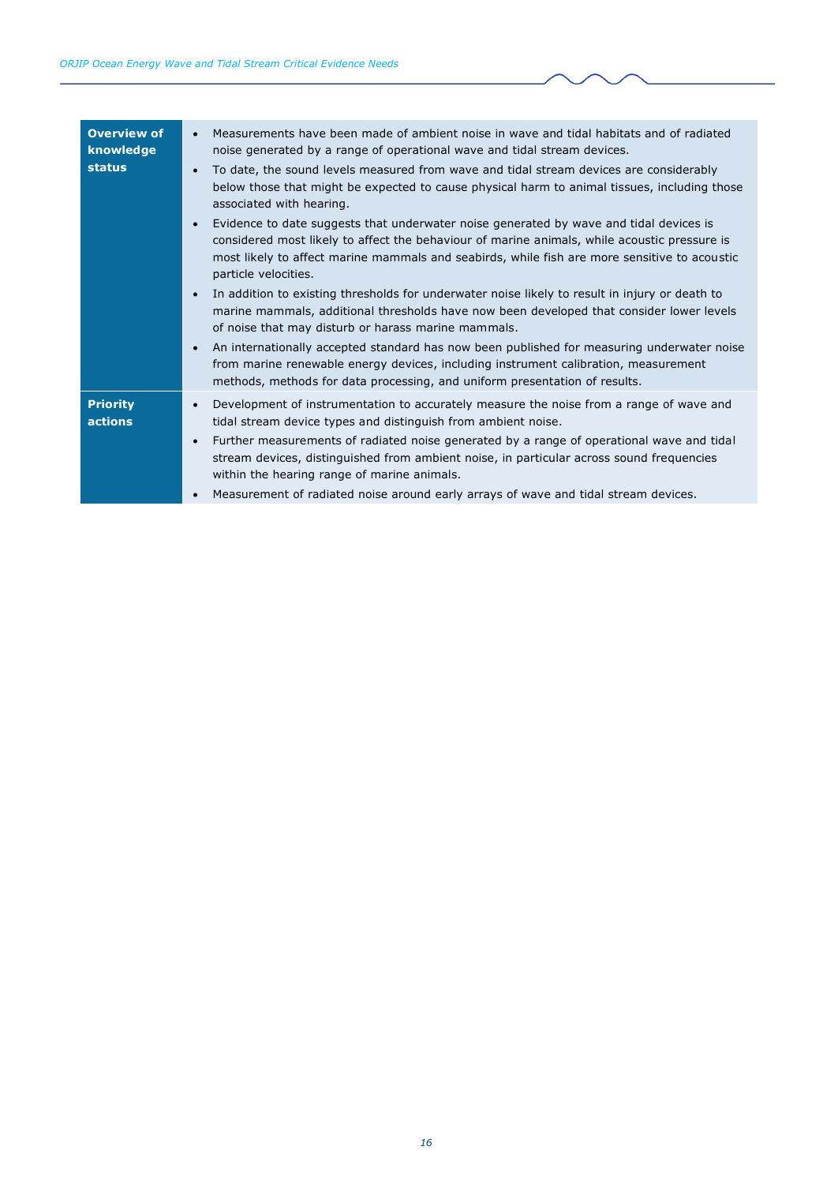| | |
|---|---|
| **Overview of knowledge status** | • Measurements have been made of ambient noise in wave and tidal habitats and of radiated noise generated by a range of operational wave and tidal stream devices.<br>• To date, the sound levels measured from wave and tidal stream devices are considerably below those that might be expected to cause physical harm to animal tissues, including those associated with hearing.<br>• Evidence to date suggests that underwater noise generated by wave and tidal devices is considered most likely to affect the behaviour of marine animals, while acoustic pressure is most likely to affect marine mammals and seabirds, while fish are more sensitive to acoustic particle velocities.<br>• In addition to existing thresholds for underwater noise likely to result in injury or death to marine mammals, additional thresholds have now been developed that consider lower levels of noise that may disturb or harass marine mammals.<br>• An internationally accepted standard has now been published for measuring underwater noise from marine renewable energy devices, including instrument calibration, measurement methods, methods for data processing, and uniform presentation of results. |
| **Priority actions** | • Development of instrumentation to accurately measure the noise from a range of wave and tidal stream device types and distinguish from ambient noise.<br>• Further measurements of radiated noise generated by a range of operational wave and tidal stream devices, distinguished from ambient noise, in particular across sound frequencies within the hearing range of marine animals.<br>• Measurement of radiated noise around early arrays of wave and tidal stream devices. |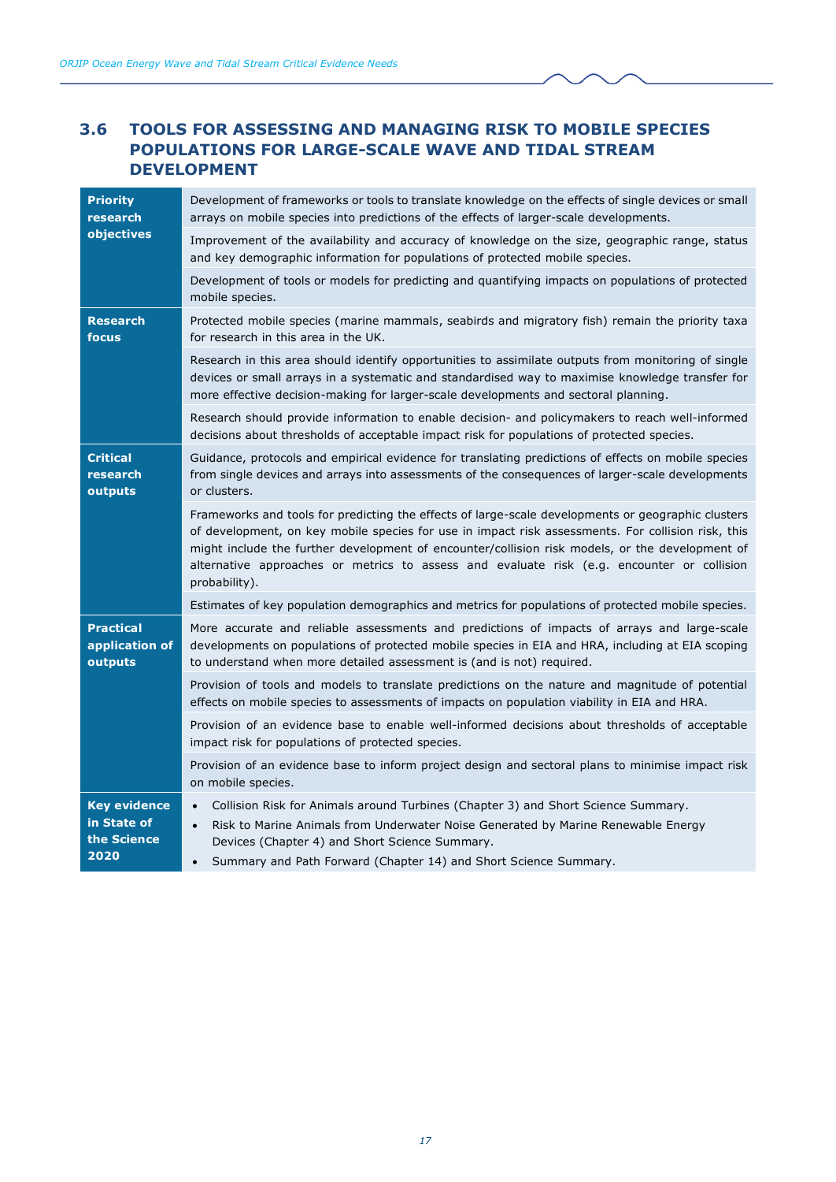## 3.6 TOOLS FOR ASSESSING AND MANAGING RISK TO MOBILE SPECIES POPULATIONS FOR LARGE-SCALE WAVE AND TIDAL STREAM DEVELOPMENT

| | |
|---|---|
| **Priority research objectives** | Development of frameworks or tools to translate knowledge on the effects of single devices or small arrays on mobile species into predictions of the effects of larger-scale developments. |
| | Improvement of the availability and accuracy of knowledge on the size, geographic range, status and key demographic information for populations of protected mobile species. |
| | Development of tools or models for predicting and quantifying impacts on populations of protected mobile species. |
| **Research focus** | Protected mobile species (marine mammals, seabirds and migratory fish) remain the priority taxa for research in this area in the UK. |
| | Research in this area should identify opportunities to assimilate outputs from monitoring of single devices or small arrays in a systematic and standardised way to maximise knowledge transfer for more effective decision-making for larger-scale developments and sectoral planning. |
| | Research should provide information to enable decision- and policymakers to reach well-informed decisions about thresholds of acceptable impact risk for populations of protected species. |
| **Critical research outputs** | Guidance, protocols and empirical evidence for translating predictions of effects on mobile species from single devices and arrays into assessments of the consequences of larger-scale developments or clusters. |
| | Frameworks and tools for predicting the effects of large-scale developments or geographic clusters of development, on key mobile species for use in impact risk assessments. For collision risk, this might include the further development of encounter/collision risk models, or the development of alternative approaches or metrics to assess and evaluate risk (e.g. encounter or collision probability). |
| | Estimates of key population demographics and metrics for populations of protected mobile species. |
| **Practical application of outputs** | More accurate and reliable assessments and predictions of impacts of arrays and large-scale developments on populations of protected mobile species in EIA and HRA, including at EIA scoping to understand when more detailed assessment is (and is not) required. |
| | Provision of tools and models to translate predictions on the nature and magnitude of potential effects on mobile species to assessments of impacts on population viability in EIA and HRA. |
| | Provision of an evidence base to enable well-informed decisions about thresholds of acceptable impact risk for populations of protected species. |
| | Provision of an evidence base to inform project design and sectoral plans to minimise impact risk on mobile species. |
| **Key evidence in State of the Science 2020** | • Collision Risk for Animals around Turbines (Chapter 3) and Short Science Summary.<br>• Risk to Marine Animals from Underwater Noise Generated by Marine Renewable Energy Devices (Chapter 4) and Short Science Summary.<br>• Summary and Path Forward (Chapter 14) and Short Science Summary. |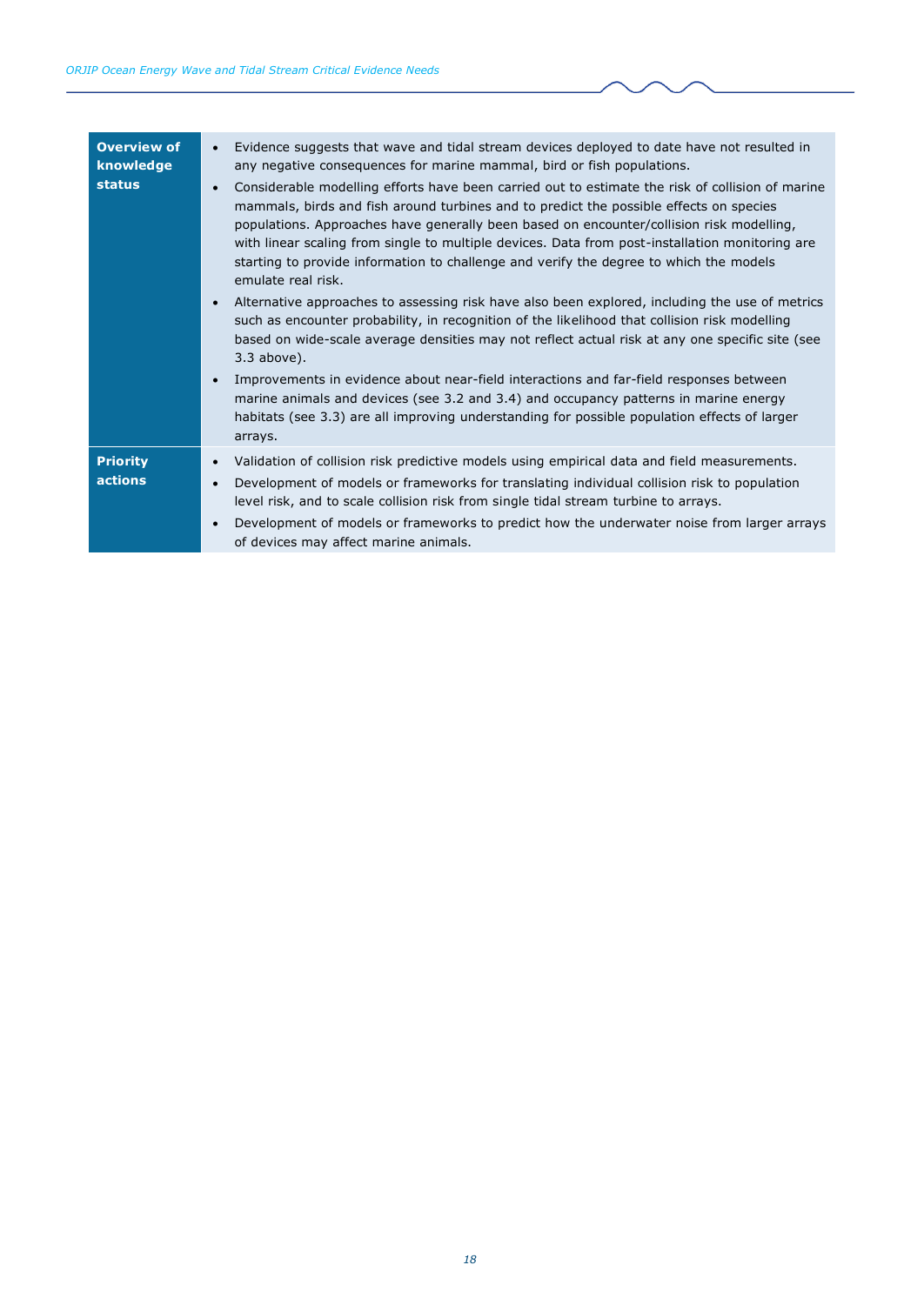| | |
|---|---|
| **Overview of knowledge status** | • Evidence suggests that wave and tidal stream devices deployed to date have not resulted in any negative consequences for marine mammal, bird or fish populations.<br>• Considerable modelling efforts have been carried out to estimate the risk of collision of marine mammals, birds and fish around turbines and to predict the possible effects on species populations. Approaches have generally been based on encounter/collision risk modelling, with linear scaling from single to multiple devices. Data from post-installation monitoring are starting to provide information to challenge and verify the degree to which the models emulate real risk.<br>• Alternative approaches to assessing risk have also been explored, including the use of metrics such as encounter probability, in recognition of the likelihood that collision risk modelling based on wide-scale average densities may not reflect actual risk at any one specific site (see 3.3 above).<br>• Improvements in evidence about near-field interactions and far-field responses between marine animals and devices (see 3.2 and 3.4) and occupancy patterns in marine energy habitats (see 3.3) are all improving understanding for possible population effects of larger arrays. |
| **Priority actions** | • Validation of collision risk predictive models using empirical data and field measurements.<br>• Development of models or frameworks for translating individual collision risk to population level risk, and to scale collision risk from single tidal stream turbine to arrays.<br>• Development of models or frameworks to predict how the underwater noise from larger arrays of devices may affect marine animals. |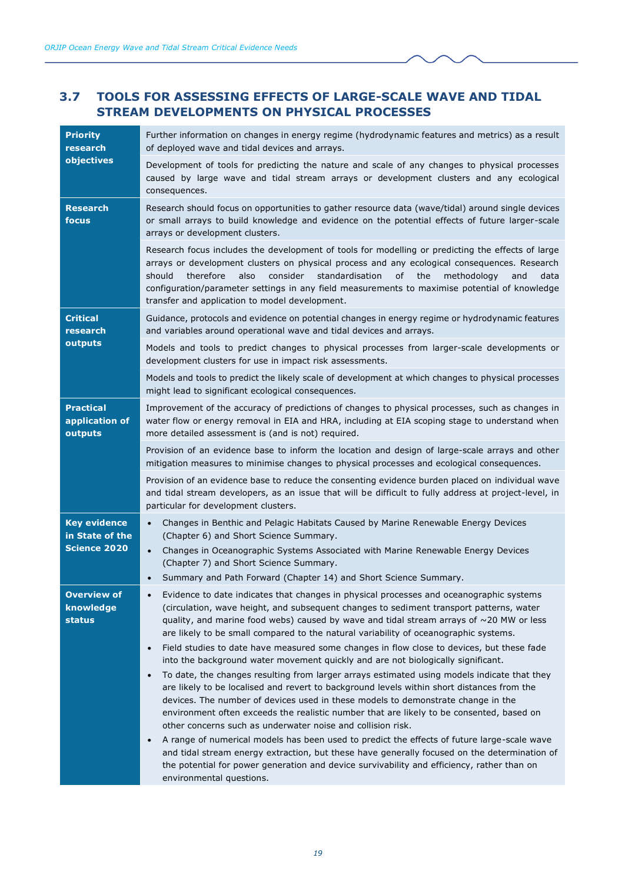## 3.7 TOOLS FOR ASSESSING EFFECTS OF LARGE-SCALE WAVE AND TIDAL STREAM DEVELOPMENTS ON PHYSICAL PROCESSES

| | |
|---|---|
| **Priority research objectives** | Further information on changes in energy regime (hydrodynamic features and metrics) as a result of deployed wave and tidal devices and arrays. |
| | Development of tools for predicting the nature and scale of any changes to physical processes caused by large wave and tidal stream arrays or development clusters and any ecological consequences. |
| **Research focus** | Research should focus on opportunities to gather resource data (wave/tidal) around single devices or small arrays to build knowledge and evidence on the potential effects of future larger-scale arrays or development clusters. |
| | Research focus includes the development of tools for modelling or predicting the effects of large arrays or development clusters on physical process and any ecological consequences. Research should therefore also consider standardisation of the methodology and data configuration/parameter settings in any field measurements to maximise potential of knowledge transfer and application to model development. |
| **Critical research outputs** | Guidance, protocols and evidence on potential changes in energy regime or hydrodynamic features and variables around operational wave and tidal devices and arrays. |
| | Models and tools to predict changes to physical processes from larger-scale developments or development clusters for use in impact risk assessments. |
| | Models and tools to predict the likely scale of development at which changes to physical processes might lead to significant ecological consequences. |
| **Practical application of outputs** | Improvement of the accuracy of predictions of changes to physical processes, such as changes in water flow or energy removal in EIA and HRA, including at EIA scoping stage to understand when more detailed assessment is (and is not) required. |
| | Provision of an evidence base to inform the location and design of large-scale arrays and other mitigation measures to minimise changes to physical processes and ecological consequences. |
| | Provision of an evidence base to reduce the consenting evidence burden placed on individual wave and tidal stream developers, as an issue that will be difficult to fully address at project-level, in particular for development clusters. |
| **Key evidence in State of the Science 2020** | • Changes in Benthic and Pelagic Habitats Caused by Marine Renewable Energy Devices (Chapter 6) and Short Science Summary.<br>• Changes in Oceanographic Systems Associated with Marine Renewable Energy Devices (Chapter 7) and Short Science Summary.<br>• Summary and Path Forward (Chapter 14) and Short Science Summary. |
| **Overview of knowledge status** | • Evidence to date indicates that changes in physical processes and oceanographic systems (circulation, wave height, and subsequent changes to sediment transport patterns, water quality, and marine food webs) caused by wave and tidal stream arrays of ~20 MW or less are likely to be small compared to the natural variability of oceanographic systems.<br>• Field studies to date have measured some changes in flow close to devices, but these fade into the background water movement quickly and are not biologically significant.<br>• To date, the changes resulting from larger arrays estimated using models indicate that they are likely to be localised and revert to background levels within short distances from the devices. The number of devices used in these models to demonstrate change in the environment often exceeds the realistic number that are likely to be consented, based on other concerns such as underwater noise and collision risk.<br>• A range of numerical models has been used to predict the effects of future large-scale wave and tidal stream energy extraction, but these have generally focused on the determination of the potential for power generation and device survivability and efficiency, rather than on environmental questions. |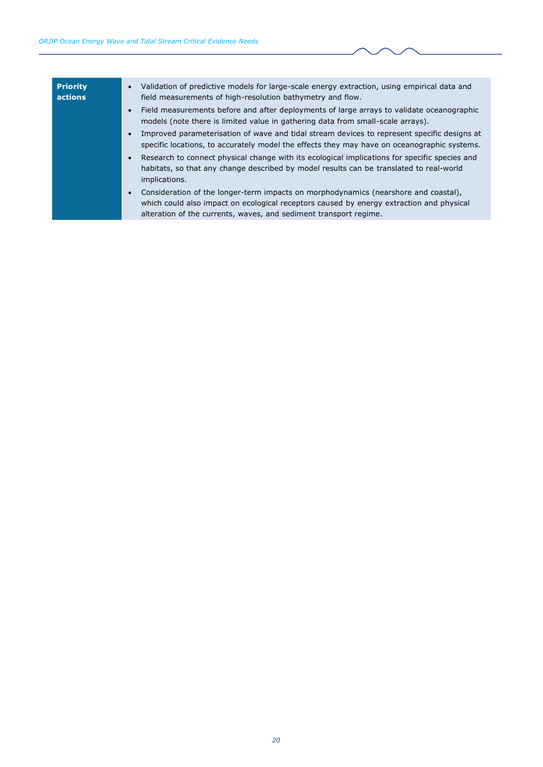| **Priority actions** | <ul><li>Validation of predictive models for large-scale energy extraction, using empirical data and field measurements of high-resolution bathymetry and flow.</li><li>Field measurements before and after deployments of large arrays to validate oceanographic models (note there is limited value in gathering data from small-scale arrays).</li><li>Improved parameterisation of wave and tidal stream devices to represent specific designs at specific locations, to accurately model the effects they may have on oceanographic systems.</li><li>Research to connect physical change with its ecological implications for specific species and habitats, so that any change described by model results can be translated to real-world implications.</li><li>Consideration of the longer-term impacts on morphodynamics (nearshore and coastal), which could also impact on ecological receptors caused by energy extraction and physical alteration of the currents, waves, and sediment transport regime.</li></ul> |
|---|---|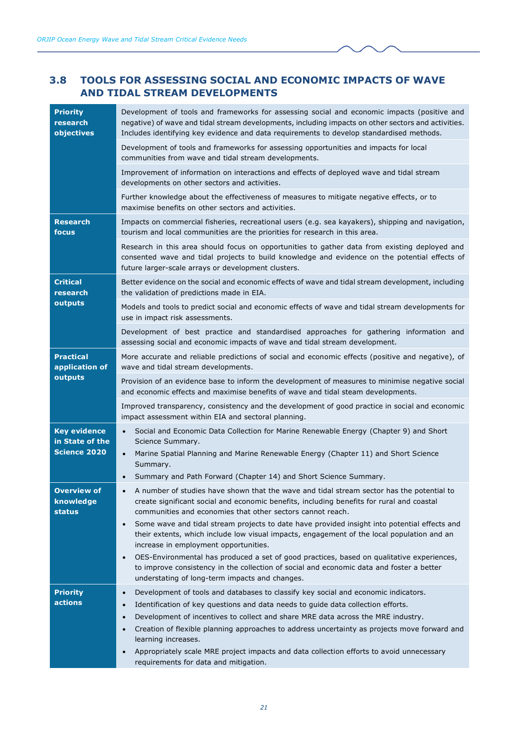## 3.8 TOOLS FOR ASSESSING SOCIAL AND ECONOMIC IMPACTS OF WAVE AND TIDAL STREAM DEVELOPMENTS

| | |
|---|---|
| **Priority research objectives** | Development of tools and frameworks for assessing social and economic impacts (positive and negative) of wave and tidal stream developments, including impacts on other sectors and activities. Includes identifying key evidence and data requirements to develop standardised methods. |
| | Development of tools and frameworks for assessing opportunities and impacts for local communities from wave and tidal stream developments. |
| | Improvement of information on interactions and effects of deployed wave and tidal stream developments on other sectors and activities. |
| | Further knowledge about the effectiveness of measures to mitigate negative effects, or to maximise benefits on other sectors and activities. |
| **Research focus** | Impacts on commercial fisheries, recreational users (e.g. sea kayakers), shipping and navigation, tourism and local communities are the priorities for research in this area. |
| | Research in this area should focus on opportunities to gather data from existing deployed and consented wave and tidal projects to build knowledge and evidence on the potential effects of future larger-scale arrays or development clusters. |
| **Critical research outputs** | Better evidence on the social and economic effects of wave and tidal stream development, including the validation of predictions made in EIA. |
| | Models and tools to predict social and economic effects of wave and tidal stream developments for use in impact risk assessments. |
| | Development of best practice and standardised approaches for gathering information and assessing social and economic impacts of wave and tidal stream development. |
| **Practical application of outputs** | More accurate and reliable predictions of social and economic effects (positive and negative), of wave and tidal stream developments. |
| | Provision of an evidence base to inform the development of measures to minimise negative social and economic effects and maximise benefits of wave and tidal steam developments. |
| | Improved transparency, consistency and the development of good practice in social and economic impact assessment within EIA and sectoral planning. |
| **Key evidence in State of the Science 2020** | • Social and Economic Data Collection for Marine Renewable Energy (Chapter 9) and Short Science Summary.<br>• Marine Spatial Planning and Marine Renewable Energy (Chapter 11) and Short Science Summary.<br>• Summary and Path Forward (Chapter 14) and Short Science Summary. |
| **Overview of knowledge status** | • A number of studies have shown that the wave and tidal stream sector has the potential to create significant social and economic benefits, including benefits for rural and coastal communities and economies that other sectors cannot reach.<br>• Some wave and tidal stream projects to date have provided insight into potential effects and their extents, which include low visual impacts, engagement of the local population and an increase in employment opportunities.<br>• OES-Environmental has produced a set of good practices, based on qualitative experiences, to improve consistency in the collection of social and economic data and foster a better understating of long-term impacts and changes. |
| **Priority actions** | • Development of tools and databases to classify key social and economic indicators.<br>• Identification of key questions and data needs to guide data collection efforts.<br>• Development of incentives to collect and share MRE data across the MRE industry.<br>• Creation of flexible planning approaches to address uncertainty as projects move forward and learning increases.<br>• Appropriately scale MRE project impacts and data collection efforts to avoid unnecessary requirements for data and mitigation. |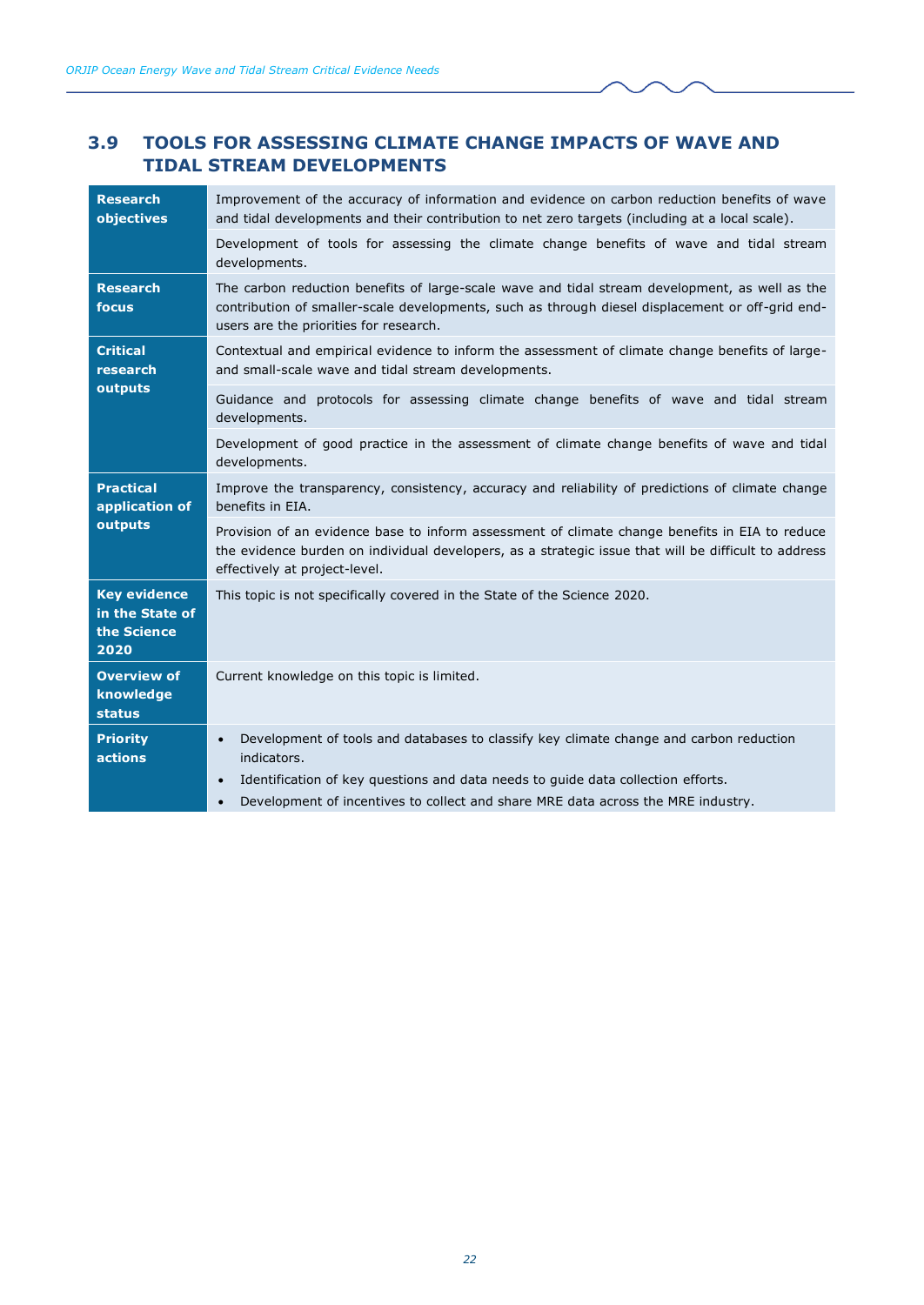## 3.9 TOOLS FOR ASSESSING CLIMATE CHANGE IMPACTS OF WAVE AND TIDAL STREAM DEVELOPMENTS

| | |
|---|---|
| **Research objectives** | Improvement of the accuracy of information and evidence on carbon reduction benefits of wave and tidal developments and their contribution to net zero targets (including at a local scale). |
| | Development of tools for assessing the climate change benefits of wave and tidal stream developments. |
| **Research focus** | The carbon reduction benefits of large-scale wave and tidal stream development, as well as the contribution of smaller-scale developments, such as through diesel displacement or off-grid end-users are the priorities for research. |
| **Critical research outputs** | Contextual and empirical evidence to inform the assessment of climate change benefits of large- and small-scale wave and tidal stream developments. |
| | Guidance and protocols for assessing climate change benefits of wave and tidal stream developments. |
| | Development of good practice in the assessment of climate change benefits of wave and tidal developments. |
| **Practical application of outputs** | Improve the transparency, consistency, accuracy and reliability of predictions of climate change benefits in EIA. |
| | Provision of an evidence base to inform assessment of climate change benefits in EIA to reduce the evidence burden on individual developers, as a strategic issue that will be difficult to address effectively at project-level. |
| **Key evidence in the State of the Science 2020** | This topic is not specifically covered in the State of the Science 2020. |
| **Overview of knowledge status** | Current knowledge on this topic is limited. |
| **Priority actions** | • Development of tools and databases to classify key climate change and carbon reduction indicators.<br>• Identification of key questions and data needs to guide data collection efforts.<br>• Development of incentives to collect and share MRE data across the MRE industry. |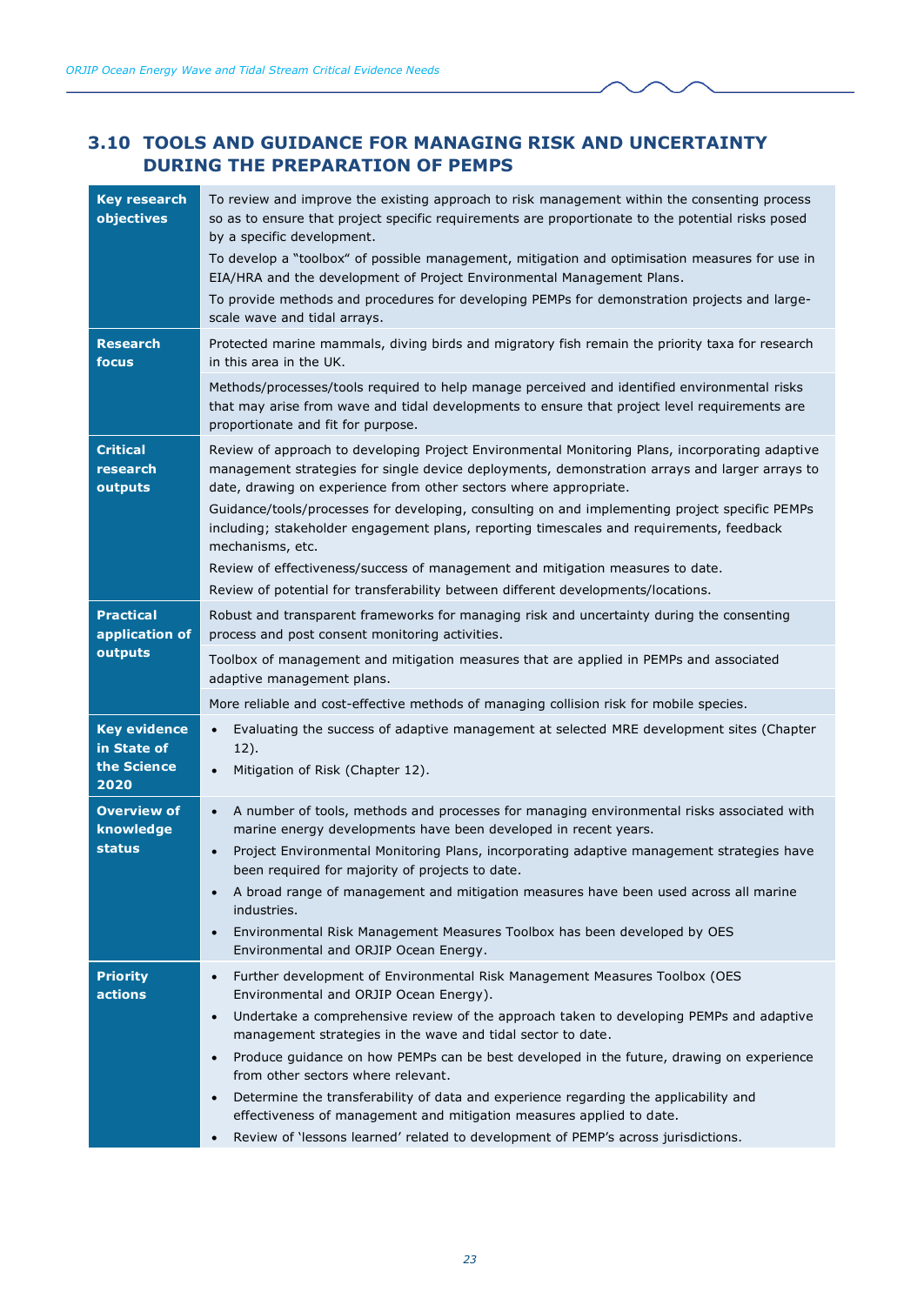## 3.10 TOOLS AND GUIDANCE FOR MANAGING RISK AND UNCERTAINTY DURING THE PREPARATION OF PEMPS

| | |
|---|---|
| **Key research objectives** | To review and improve the existing approach to risk management within the consenting process so as to ensure that project specific requirements are proportionate to the potential risks posed by a specific development.<br>To develop a "toolbox" of possible management, mitigation and optimisation measures for use in EIA/HRA and the development of Project Environmental Management Plans.<br>To provide methods and procedures for developing PEMPs for demonstration projects and large-scale wave and tidal arrays. |
| **Research focus** | Protected marine mammals, diving birds and migratory fish remain the priority taxa for research in this area in the UK. |
| | Methods/processes/tools required to help manage perceived and identified environmental risks that may arise from wave and tidal developments to ensure that project level requirements are proportionate and fit for purpose. |
| **Critical research outputs** | Review of approach to developing Project Environmental Monitoring Plans, incorporating adaptive management strategies for single device deployments, demonstration arrays and larger arrays to date, drawing on experience from other sectors where appropriate.<br>Guidance/tools/processes for developing, consulting on and implementing project specific PEMPs including; stakeholder engagement plans, reporting timescales and requirements, feedback mechanisms, etc.<br>Review of effectiveness/success of management and mitigation measures to date.<br>Review of potential for transferability between different developments/locations. |
| **Practical application of outputs** | Robust and transparent frameworks for managing risk and uncertainty during the consenting process and post consent monitoring activities. |
| | Toolbox of management and mitigation measures that are applied in PEMPs and associated adaptive management plans. |
| | More reliable and cost-effective methods of managing collision risk for mobile species. |
| **Key evidence in State of the Science 2020** | • Evaluating the success of adaptive management at selected MRE development sites (Chapter 12).<br>• Mitigation of Risk (Chapter 12). |
| **Overview of knowledge status** | • A number of tools, methods and processes for managing environmental risks associated with marine energy developments have been developed in recent years.<br>• Project Environmental Monitoring Plans, incorporating adaptive management strategies have been required for majority of projects to date.<br>• A broad range of management and mitigation measures have been used across all marine industries.<br>• Environmental Risk Management Measures Toolbox has been developed by OES Environmental and ORJIP Ocean Energy. |
| **Priority actions** | • Further development of Environmental Risk Management Measures Toolbox (OES Environmental and ORJIP Ocean Energy).<br>• Undertake a comprehensive review of the approach taken to developing PEMPs and adaptive management strategies in the wave and tidal sector to date.<br>• Produce guidance on how PEMPs can be best developed in the future, drawing on experience from other sectors where relevant.<br>• Determine the transferability of data and experience regarding the applicability and effectiveness of management and mitigation measures applied to date.<br>• Review of 'lessons learned' related to development of PEMP's across jurisdictions. |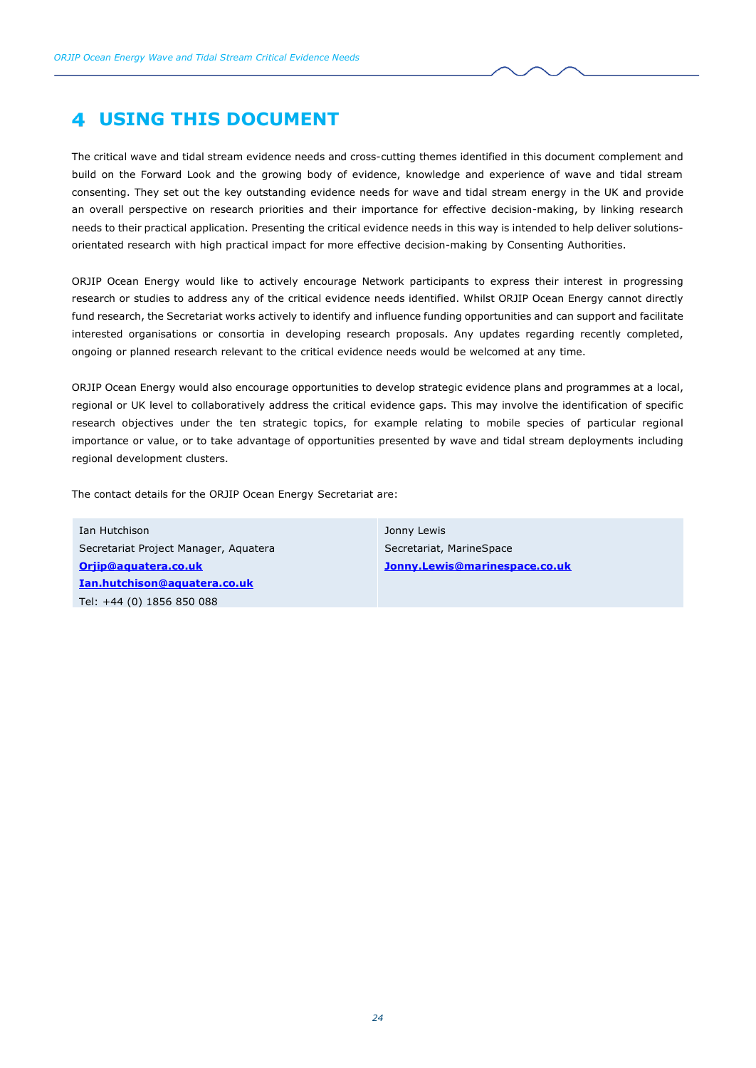# 4 USING THIS DOCUMENT

The critical wave and tidal stream evidence needs and cross-cutting themes identified in this document complement and build on the Forward Look and the growing body of evidence, knowledge and experience of wave and tidal stream consenting. They set out the key outstanding evidence needs for wave and tidal stream energy in the UK and provide an overall perspective on research priorities and their importance for effective decision-making, by linking research needs to their practical application. Presenting the critical evidence needs in this way is intended to help deliver solutions-orientated research with high practical impact for more effective decision-making by Consenting Authorities.

ORJIP Ocean Energy would like to actively encourage Network participants to express their interest in progressing research or studies to address any of the critical evidence needs identified. Whilst ORJIP Ocean Energy cannot directly fund research, the Secretariat works actively to identify and influence funding opportunities and can support and facilitate interested organisations or consortia in developing research proposals. Any updates regarding recently completed, ongoing or planned research relevant to the critical evidence needs would be welcomed at any time.

ORJIP Ocean Energy would also encourage opportunities to develop strategic evidence plans and programmes at a local, regional or UK level to collaboratively address the critical evidence gaps. This may involve the identification of specific research objectives under the ten strategic topics, for example relating to mobile species of particular regional importance or value, or to take advantage of opportunities presented by wave and tidal stream deployments including regional development clusters.

The contact details for the ORJIP Ocean Energy Secretariat are:

| Ian Hutchison<br>Secretariat Project Manager, Aquatera<br>**Orjip@aquatera.co.uk**<br>**Ian.hutchison@aquatera.co.uk**<br>Tel: +44 (0) 1856 850 088 | Jonny Lewis<br>Secretariat, MarineSpace<br>**Jonny.Lewis@marinespace.co.uk** |
|---|---|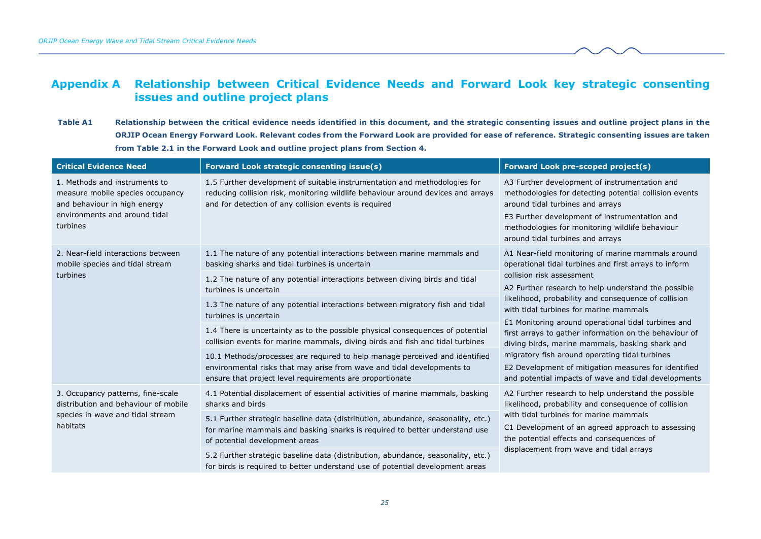# Appendix A Relationship between Critical Evidence Needs and Forward Look key strategic consenting issues and outline project plans

**Table A1 Relationship between the critical evidence needs identified in this document, and the strategic consenting issues and outline project plans in the ORJIP Ocean Energy Forward Look. Relevant codes from the Forward Look are provided for ease of reference. Strategic consenting issues are taken from Table 2.1 in the Forward Look and outline project plans from Section 4.**

| Critical Evidence Need | Forward Look strategic consenting issue(s) | Forward Look pre-scoped project(s) |
|---|---|---|
| 1. Methods and instruments to measure mobile species occupancy and behaviour in high energy environments and around tidal turbines | 1.5 Further development of suitable instrumentation and methodologies for reducing collision risk, monitoring wildlife behaviour around devices and arrays and for detection of any collision events is required | A3 Further development of instrumentation and methodologies for detecting potential collision events around tidal turbines and arrays<br>E3 Further development of instrumentation and methodologies for monitoring wildlife behaviour around tidal turbines and arrays |
| 2. Near-field interactions between mobile species and tidal stream turbines | 1.1 The nature of any potential interactions between marine mammals and basking sharks and tidal turbines is uncertain<br>1.2 The nature of any potential interactions between diving birds and tidal turbines is uncertain<br>1.3 The nature of any potential interactions between migratory fish and tidal turbines is uncertain<br>1.4 There is uncertainty as to the possible physical consequences of potential collision events for marine mammals, diving birds and fish and tidal turbines<br>10.1 Methods/processes are required to help manage perceived and identified environmental risks that may arise from wave and tidal developments to ensure that project level requirements are proportionate | A1 Near-field monitoring of marine mammals around operational tidal turbines and first arrays to inform collision risk assessment<br>A2 Further research to help understand the possible likelihood, probability and consequence of collision with tidal turbines for marine mammals<br>E1 Monitoring around operational tidal turbines and first arrays to gather information on the behaviour of diving birds, marine mammals, basking shark and migratory fish around operating tidal turbines<br>E2 Development of mitigation measures for identified and potential impacts of wave and tidal developments |
| 3. Occupancy patterns, fine-scale distribution and behaviour of mobile species in wave and tidal stream habitats | 4.1 Potential displacement of essential activities of marine mammals, basking sharks and birds<br>5.1 Further strategic baseline data (distribution, abundance, seasonality, etc.) for marine mammals and basking sharks is required to better understand use of potential development areas<br>5.2 Further strategic baseline data (distribution, abundance, seasonality, etc.) for birds is required to better understand use of potential development areas | A2 Further research to help understand the possible likelihood, probability and consequence of collision with tidal turbines for marine mammals<br>C1 Development of an agreed approach to assessing the potential effects and consequences of displacement from wave and tidal arrays |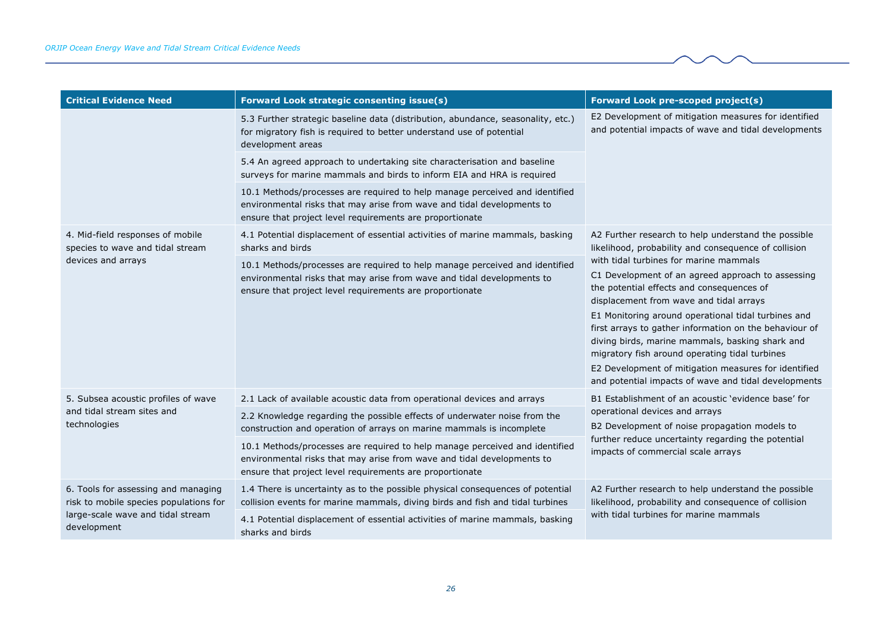| Critical Evidence Need | Forward Look strategic consenting issue(s) | Forward Look pre-scoped project(s) |
|---|---|---|
| | 5.3 Further strategic baseline data (distribution, abundance, seasonality, etc.) for migratory fish is required to better understand use of potential development areas<br><br>5.4 An agreed approach to undertaking site characterisation and baseline surveys for marine mammals and birds to inform EIA and HRA is required<br><br>10.1 Methods/processes are required to help manage perceived and identified environmental risks that may arise from wave and tidal developments to ensure that project level requirements are proportionate | E2 Development of mitigation measures for identified and potential impacts of wave and tidal developments |
| 4. Mid-field responses of mobile species to wave and tidal stream devices and arrays | 4.1 Potential displacement of essential activities of marine mammals, basking sharks and birds<br><br>10.1 Methods/processes are required to help manage perceived and identified environmental risks that may arise from wave and tidal developments to ensure that project level requirements are proportionate | A2 Further research to help understand the possible likelihood, probability and consequence of collision with tidal turbines for marine mammals<br><br>C1 Development of an agreed approach to assessing the potential effects and consequences of displacement from wave and tidal arrays<br><br>E1 Monitoring around operational tidal turbines and first arrays to gather information on the behaviour of diving birds, marine mammals, basking shark and migratory fish around operating tidal turbines<br><br>E2 Development of mitigation measures for identified and potential impacts of wave and tidal developments |
| 5. Subsea acoustic profiles of wave and tidal stream sites and technologies | 2.1 Lack of available acoustic data from operational devices and arrays<br><br>2.2 Knowledge regarding the possible effects of underwater noise from the construction and operation of arrays on marine mammals is incomplete<br><br>10.1 Methods/processes are required to help manage perceived and identified environmental risks that may arise from wave and tidal developments to ensure that project level requirements are proportionate | B1 Establishment of an acoustic 'evidence base' for operational devices and arrays<br><br>B2 Development of noise propagation models to further reduce uncertainty regarding the potential impacts of commercial scale arrays |
| 6. Tools for assessing and managing risk to mobile species populations for large-scale wave and tidal stream development | 1.4 There is uncertainty as to the possible physical consequences of potential collision events for marine mammals, diving birds and fish and tidal turbines<br><br>4.1 Potential displacement of essential activities of marine mammals, basking sharks and birds | A2 Further research to help understand the possible likelihood, probability and consequence of collision with tidal turbines for marine mammals |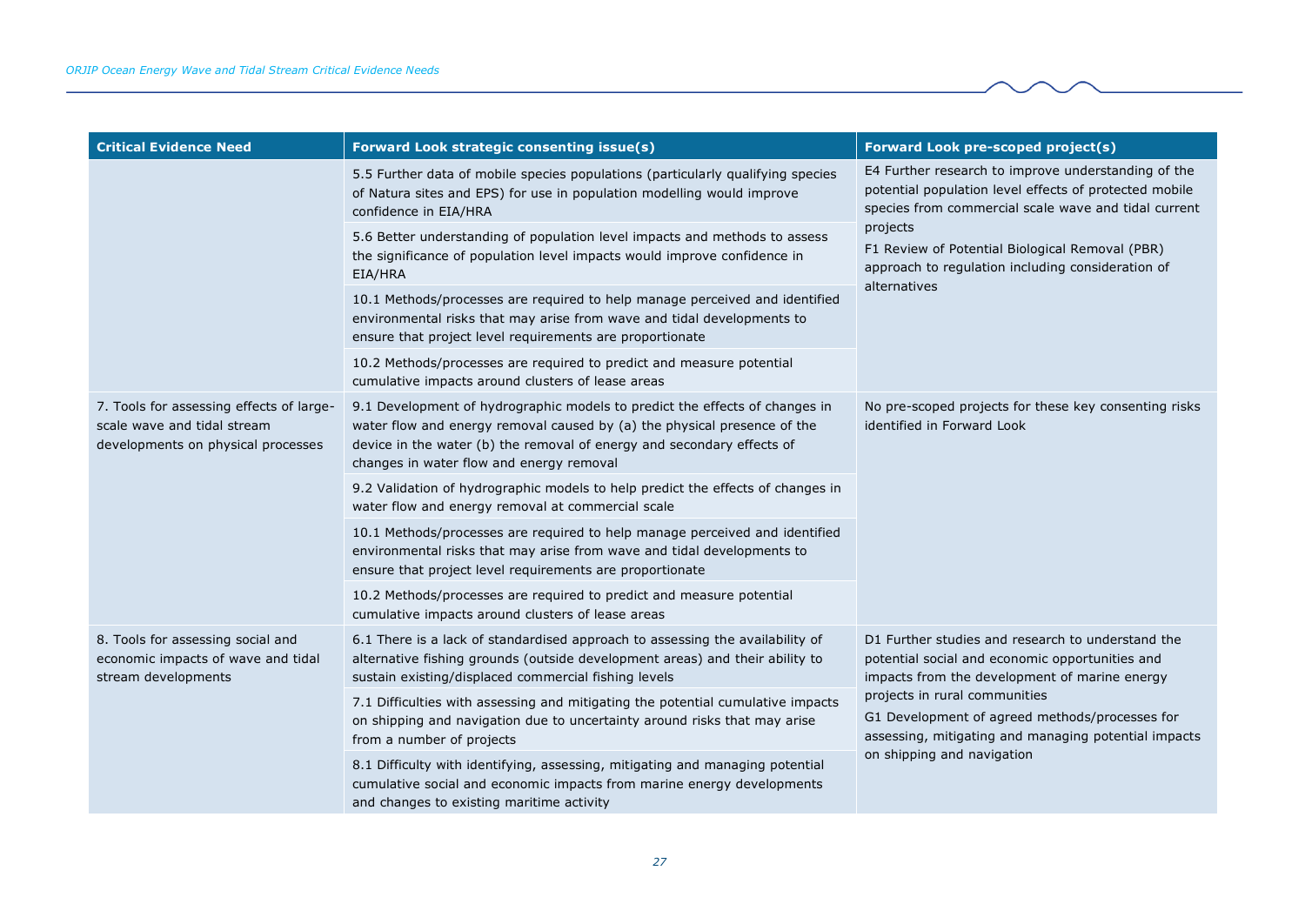| Critical Evidence Need | Forward Look strategic consenting issue(s) | Forward Look pre-scoped project(s) |
| --- | --- | --- |
| | 5.5 Further data of mobile species populations (particularly qualifying species of Natura sites and EPS) for use in population modelling would improve confidence in EIA/HRA | E4 Further research to improve understanding of the potential population level effects of protected mobile species from commercial scale wave and tidal current projects<br>F1 Review of Potential Biological Removal (PBR) approach to regulation including consideration of alternatives |
| | 5.6 Better understanding of population level impacts and methods to assess the significance of population level impacts would improve confidence in EIA/HRA | |
| | 10.1 Methods/processes are required to help manage perceived and identified environmental risks that may arise from wave and tidal developments to ensure that project level requirements are proportionate | |
| | 10.2 Methods/processes are required to predict and measure potential cumulative impacts around clusters of lease areas | |
| 7. Tools for assessing effects of large-scale wave and tidal stream developments on physical processes | 9.1 Development of hydrographic models to predict the effects of changes in water flow and energy removal caused by (a) the physical presence of the device in the water (b) the removal of energy and secondary effects of changes in water flow and energy removal | No pre-scoped projects for these key consenting risks identified in Forward Look |
| | 9.2 Validation of hydrographic models to help predict the effects of changes in water flow and energy removal at commercial scale | |
| | 10.1 Methods/processes are required to help manage perceived and identified environmental risks that may arise from wave and tidal developments to ensure that project level requirements are proportionate | |
| | 10.2 Methods/processes are required to predict and measure potential cumulative impacts around clusters of lease areas | |
| 8. Tools for assessing social and economic impacts of wave and tidal stream developments | 6.1 There is a lack of standardised approach to assessing the availability of alternative fishing grounds (outside development areas) and their ability to sustain existing/displaced commercial fishing levels | D1 Further studies and research to understand the potential social and economic opportunities and impacts from the development of marine energy projects in rural communities<br>G1 Development of agreed methods/processes for assessing, mitigating and managing potential impacts on shipping and navigation |
| | 7.1 Difficulties with assessing and mitigating the potential cumulative impacts on shipping and navigation due to uncertainty around risks that may arise from a number of projects | |
| | 8.1 Difficulty with identifying, assessing, mitigating and managing potential cumulative social and economic impacts from marine energy developments and changes to existing maritime activity | |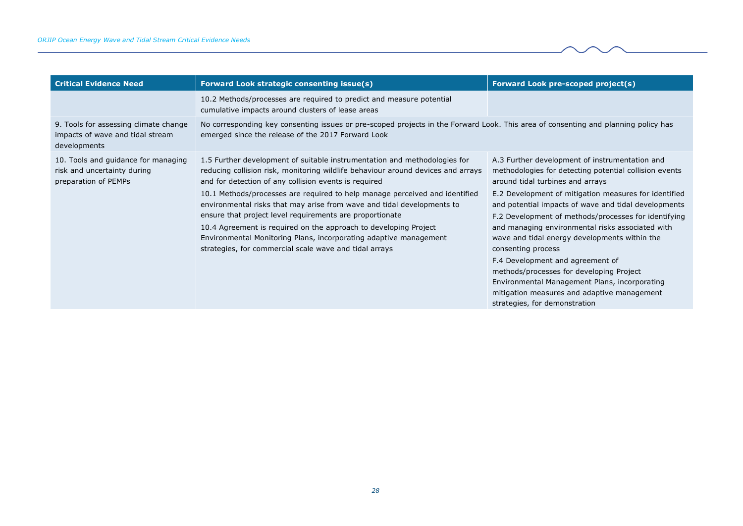| Critical Evidence Need | Forward Look strategic consenting issue(s) | Forward Look pre-scoped project(s) |
|---|---|---|
| | 10.2 Methods/processes are required to predict and measure potential cumulative impacts around clusters of lease areas | |
| 9. Tools for assessing climate change impacts of wave and tidal stream developments | No corresponding key consenting issues or pre-scoped projects in the Forward Look. This area of consenting and planning policy has emerged since the release of the 2017 Forward Look | |
| 10. Tools and guidance for managing risk and uncertainty during preparation of PEMPs | 1.5 Further development of suitable instrumentation and methodologies for reducing collision risk, monitoring wildlife behaviour around devices and arrays and for detection of any collision events is required<br>10.1 Methods/processes are required to help manage perceived and identified environmental risks that may arise from wave and tidal developments to ensure that project level requirements are proportionate<br>10.4 Agreement is required on the approach to developing Project Environmental Monitoring Plans, incorporating adaptive management strategies, for commercial scale wave and tidal arrays | A.3 Further development of instrumentation and methodologies for detecting potential collision events around tidal turbines and arrays<br>E.2 Development of mitigation measures for identified and potential impacts of wave and tidal developments<br>F.2 Development of methods/processes for identifying and managing environmental risks associated with wave and tidal energy developments within the consenting process<br>F.4 Development and agreement of methods/processes for developing Project Environmental Management Plans, incorporating mitigation measures and adaptive management strategies, for demonstration |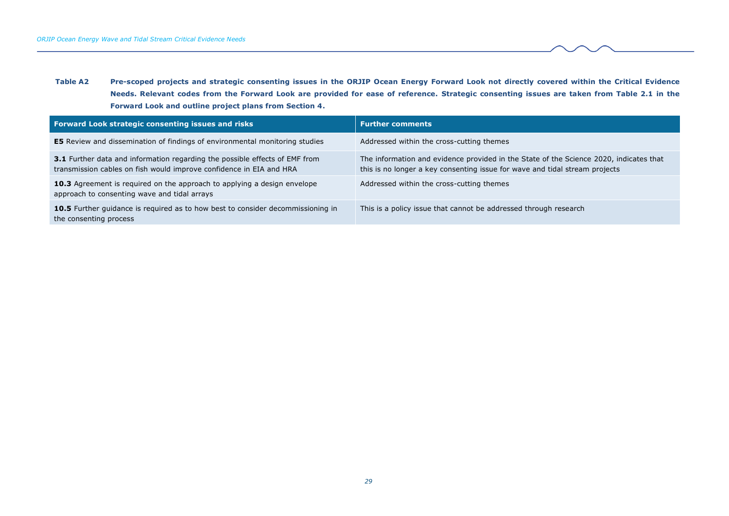**Table A2 Pre-scoped projects and strategic consenting issues in the ORJIP Ocean Energy Forward Look not directly covered within the Critical Evidence Needs. Relevant codes from the Forward Look are provided for ease of reference. Strategic consenting issues are taken from Table 2.1 in the Forward Look and outline project plans from Section 4.**

| Forward Look strategic consenting issues and risks | Further comments |
|---|---|
| **E5** Review and dissemination of findings of environmental monitoring studies | Addressed within the cross-cutting themes |
| **3.1** Further data and information regarding the possible effects of EMF from transmission cables on fish would improve confidence in EIA and HRA | The information and evidence provided in the State of the Science 2020, indicates that this is no longer a key consenting issue for wave and tidal stream projects |
| **10.3** Agreement is required on the approach to applying a design envelope approach to consenting wave and tidal arrays | Addressed within the cross-cutting themes |
| **10.5** Further guidance is required as to how best to consider decommissioning in the consenting process | This is a policy issue that cannot be addressed through research |